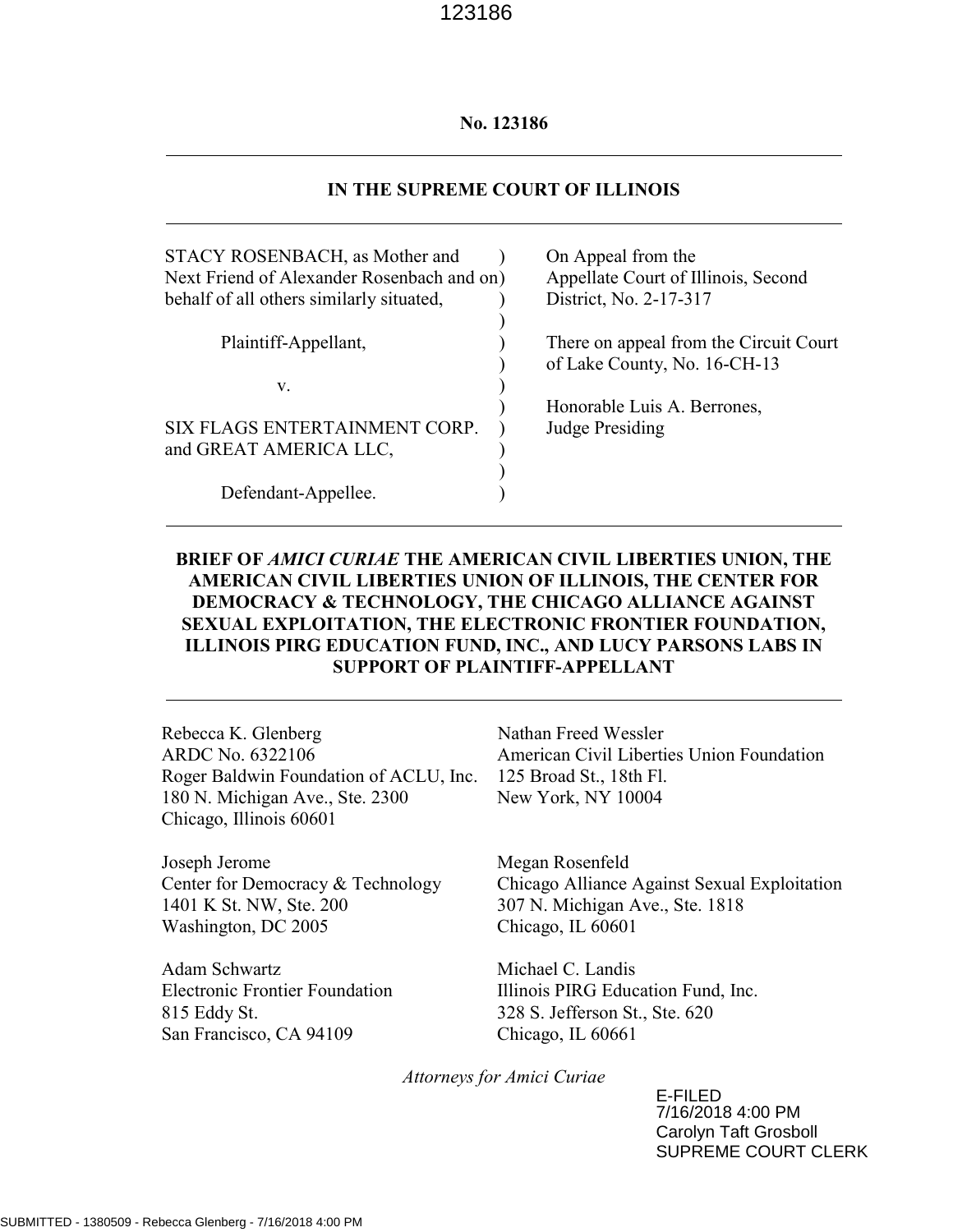No. 123186

---

**IN THE SUPREME COURT OF ILLINOIS**

---

| | | |
|---|---|---|
| STACY ROSENBACH, as Mother and Next Friend of Alexander Rosenbach and on behalf of all others similarly situated, | ) | On Appeal from the Appellate Court of Illinois, Second District, No. 2-17-317 |
| Plaintiff-Appellant, | ) | There on appeal from the Circuit Court of Lake County, No. 16-CH-13 |
| v. | ) | |
| SIX FLAGS ENTERTAINMENT CORP. and GREAT AMERICA LLC, | ) | Honorable Luis A. Berrones, Judge Presiding |
| Defendant-Appellee. | ) | |

---

**BRIEF OF *AMICI CURIAE* THE AMERICAN CIVIL LIBERTIES UNION, THE AMERICAN CIVIL LIBERTIES UNION OF ILLINOIS, THE CENTER FOR DEMOCRACY & TECHNOLOGY, THE CHICAGO ALLIANCE AGAINST SEXUAL EXPLOITATION, THE ELECTRONIC FRONTIER FOUNDATION, ILLINOIS PIRG EDUCATION FUND, INC., AND LUCY PARSONS LABS IN SUPPORT OF PLAINTIFF-APPELLANT**

---

Rebecca K. Glenberg
ARDC No. 6322106
Roger Baldwin Foundation of ACLU, Inc.
180 N. Michigan Ave., Ste. 2300
Chicago, Illinois 60601

Nathan Freed Wessler
American Civil Liberties Union Foundation
125 Broad St., 18th Fl.
New York, NY 10004

Joseph Jerome
Center for Democracy & Technology
1401 K St. NW, Ste. 200
Washington, DC 2005

Megan Rosenfeld
Chicago Alliance Against Sexual Exploitation
307 N. Michigan Ave., Ste. 1818
Chicago, IL 60601

Adam Schwartz
Electronic Frontier Foundation
815 Eddy St.
San Francisco, CA 94109

Michael C. Landis
Illinois PIRG Education Fund, Inc.
328 S. Jefferson St., Ste. 620
Chicago, IL 60661

*Attorneys for Amici Curiae*

E-FILED
7/16/2018 4:00 PM
Carolyn Taft Grosboll
SUPREME COURT CLERK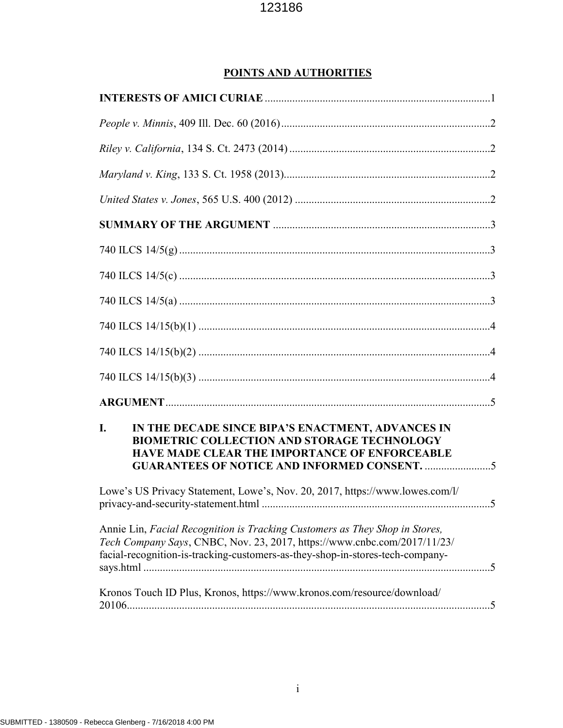## POINTS AND AUTHORITIES

**INTERESTS OF AMICI CURIAE** .................................................................................1

*People v. Minnis*, 409 Ill. Dec. 60 (2016) ...........................................................................2

*Riley v. California*, 134 S. Ct. 2473 (2014) .........................................................................2

*Maryland v. King*, 133 S. Ct. 1958 (2013)...........................................................................2

*United States v. Jones*, 565 U.S. 400 (2012) .......................................................................2

**SUMMARY OF THE ARGUMENT** ..............................................................................3

740 ILCS 14/5(g) ................................................................................................................3

740 ILCS 14/5(c) ................................................................................................................3

740 ILCS 14/5(a) ................................................................................................................3

740 ILCS 14/15(b)(1) .........................................................................................................4

740 ILCS 14/15(b)(2) .........................................................................................................4

740 ILCS 14/15(b)(3) .........................................................................................................4

**ARGUMENT**.....................................................................................................................5

**I. IN THE DECADE SINCE BIPA'S ENACTMENT, ADVANCES IN BIOMETRIC COLLECTION AND STORAGE TECHNOLOGY HAVE MADE CLEAR THE IMPORTANCE OF ENFORCEABLE GUARANTEES OF NOTICE AND INFORMED CONSENT.** ........................5

Lowe's US Privacy Statement, Lowe's, Nov. 20, 2017, https://www.lowes.com/l/privacy-and-security-statement.html ..................................................................................5

Annie Lin, *Facial Recognition is Tracking Customers as They Shop in Stores, Tech Company Says*, CNBC, Nov. 23, 2017, https://www.cnbc.com/2017/11/23/facial-recognition-is-tracking-customers-as-they-shop-in-stores-tech-company-says.html .............................................................................................................................5

Kronos Touch ID Plus, Kronos, https://www.kronos.com/resource/download/20106...................................................................................................................................5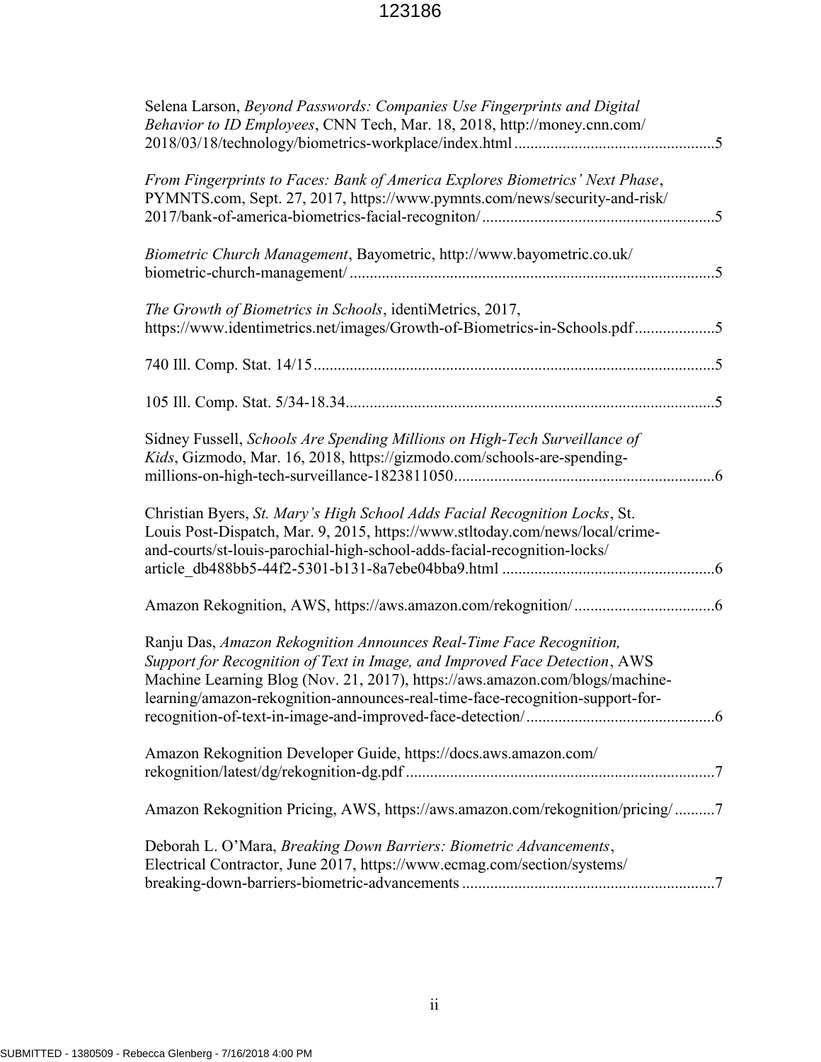Selena Larson, *Beyond Passwords: Companies Use Fingerprints and Digital Behavior to ID Employees*, CNN Tech, Mar. 18, 2018, http://money.cnn.com/2018/03/18/technology/biometrics-workplace/index.html ..................................................5

*From Fingerprints to Faces: Bank of America Explores Biometrics' Next Phase*, PYMNTS.com, Sept. 27, 2017, https://www.pymnts.com/news/security-and-risk/2017/bank-of-america-biometrics-facial-recogniton/ ..........................................................5

*Biometric Church Management*, Bayometric, http://www.bayometric.co.uk/biometric-church-management/ ..........................................................................................5

*The Growth of Biometrics in Schools*, identiMetrics, 2017, https://www.identimetrics.net/images/Growth-of-Biometrics-in-Schools.pdf ....................5

740 Ill. Comp. Stat. 14/15 ...................................................................................................5

105 Ill. Comp. Stat. 5/34-18.34 ............................................................................................5

Sidney Fussell, *Schools Are Spending Millions on High-Tech Surveillance of Kids*, Gizmodo, Mar. 16, 2018, https://gizmodo.com/schools-are-spending-millions-on-high-tech-surveillance-1823811050 .................................................................6

Christian Byers, *St. Mary's High School Adds Facial Recognition Locks*, St. Louis Post-Dispatch, Mar. 9, 2015, https://www.stltoday.com/news/local/crime-and-courts/st-louis-parochial-high-school-adds-facial-recognition-locks/article_db488bb5-44f2-5301-b131-8a7ebe04bba9.html .....................................................6

Amazon Rekognition, AWS, https://aws.amazon.com/rekognition/ ...................................6

Ranju Das, *Amazon Rekognition Announces Real-Time Face Recognition, Support for Recognition of Text in Image, and Improved Face Detection*, AWS Machine Learning Blog (Nov. 21, 2017), https://aws.amazon.com/blogs/machine-learning/amazon-rekognition-announces-real-time-face-recognition-support-for-recognition-of-text-in-image-and-improved-face-detection/ ...............................................6

Amazon Rekognition Developer Guide, https://docs.aws.amazon.com/rekognition/latest/dg/rekognition-dg.pdf .............................................................................7

Amazon Rekognition Pricing, AWS, https://aws.amazon.com/rekognition/pricing/ ..........7

Deborah L. O'Mara, *Breaking Down Barriers: Biometric Advancements*, Electrical Contractor, June 2017, https://www.ecmag.com/section/systems/breaking-down-barriers-biometric-advancements ...............................................................7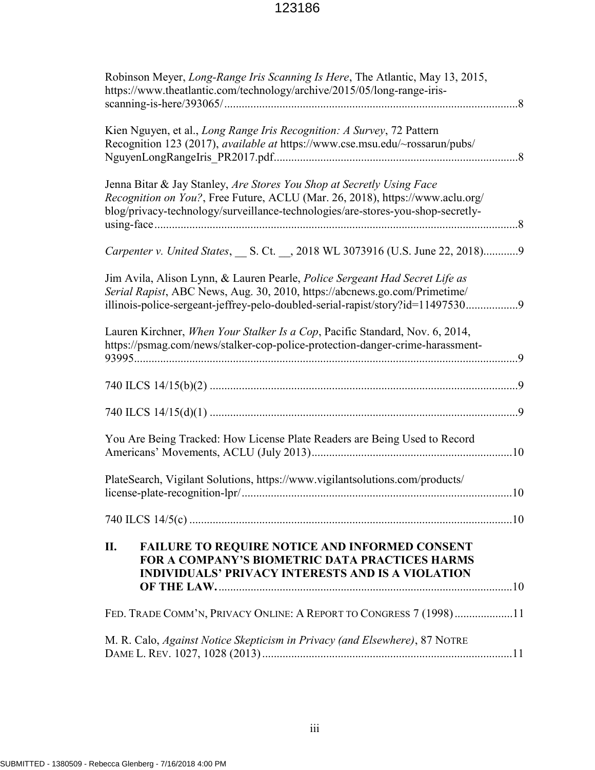Robinson Meyer, *Long-Range Iris Scanning Is Here*, The Atlantic, May 13, 2015, https://www.theatlantic.com/technology/archive/2015/05/long-range-iris-scanning-is-here/393065/....................................................................................................8

Kien Nguyen, et al., *Long Range Iris Recognition: A Survey*, 72 Pattern Recognition 123 (2017), *available at* https://www.cse.msu.edu/~rossarun/pubs/NguyenLongRangeIris_PR2017.pdf....................................................................................8

Jenna Bitar & Jay Stanley, *Are Stores You Shop at Secretly Using Face Recognition on You?*, Free Future, ACLU (Mar. 26, 2018), https://www.aclu.org/blog/privacy-technology/surveillance-technologies/are-stores-you-shop-secretly-using-face.............................................................................................................................8

*Carpenter v. United States*, __ S. Ct. __, 2018 WL 3073916 (U.S. June 22, 2018)............9

Jim Avila, Alison Lynn, & Lauren Pearle, *Police Sergeant Had Secret Life as Serial Rapist*, ABC News, Aug. 30, 2010, https://abcnews.go.com/Primetime/illinois-police-sergeant-jeffrey-pelo-doubled-serial-rapist/story?id=11497530..................9

Lauren Kirchner, *When Your Stalker Is a Cop*, Pacific Standard, Nov. 6, 2014, https://psmag.com/news/stalker-cop-police-protection-danger-crime-harassment-93995...................................................................................................................................9

740 ILCS 14/15(b)(2) ..........................................................................................................9

740 ILCS 14/15(d)(1) ..........................................................................................................9

You Are Being Tracked: How License Plate Readers are Being Used to Record Americans' Movements, ACLU (July 2013).....................................................................10

PlateSearch, Vigilant Solutions, https://www.vigilantsolutions.com/products/license-plate-recognition-lpr/.............................................................................................10

740 ILCS 14/5(c) ...............................................................................................................10

**II. FAILURE TO REQUIRE NOTICE AND INFORMED CONSENT FOR A COMPANY'S BIOMETRIC DATA PRACTICES HARMS INDIVIDUALS' PRIVACY INTERESTS AND IS A VIOLATION OF THE LAW.**.....................................................................................................10

FED. TRADE COMM'N, PRIVACY ONLINE: A REPORT TO CONGRESS 7 (1998)....................11

M. R. Calo, *Against Notice Skepticism in Privacy (and Elsewhere)*, 87 NOTRE DAME L. REV. 1027, 1028 (2013).......................................................................................11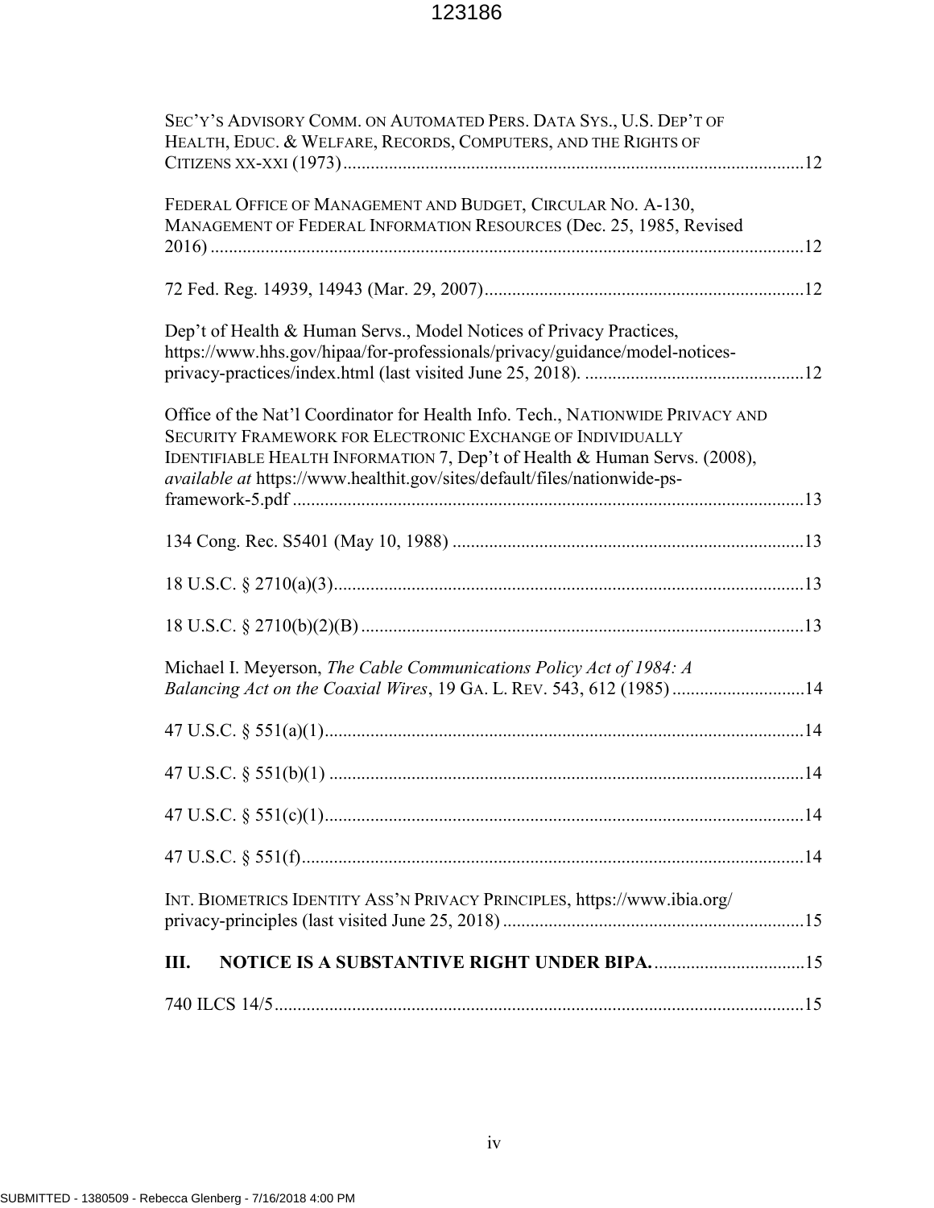SEC'Y'S ADVISORY COMM. ON AUTOMATED PERS. DATA SYS., U.S. DEP'T OF HEALTH, EDUC. & WELFARE, RECORDS, COMPUTERS, AND THE RIGHTS OF CITIZENS XX-XXI (1973) .....................................................................................................12

FEDERAL OFFICE OF MANAGEMENT AND BUDGET, CIRCULAR NO. A-130, MANAGEMENT OF FEDERAL INFORMATION RESOURCES (Dec. 25, 1985, Revised 2016) .................................................................................................................................12

72 Fed. Reg. 14939, 14943 (Mar. 29, 2007)......................................................................12

Dep't of Health & Human Servs., Model Notices of Privacy Practices, https://www.hhs.gov/hipaa/for-professionals/privacy/guidance/model-notices-privacy-practices/index.html (last visited June 25, 2018). ................................................12

Office of the Nat'l Coordinator for Health Info. Tech., NATIONWIDE PRIVACY AND SECURITY FRAMEWORK FOR ELECTRONIC EXCHANGE OF INDIVIDUALLY IDENTIFIABLE HEALTH INFORMATION 7, Dep't of Health & Human Servs. (2008), *available at* https://www.healthit.gov/sites/default/files/nationwide-ps-framework-5.pdf ...............................................................................................................13

134 Cong. Rec. S5401 (May 10, 1988) .............................................................................13

18 U.S.C. § 2710(a)(3).......................................................................................................13

18 U.S.C. § 2710(b)(2)(B) .................................................................................................13

Michael I. Meyerson, *The Cable Communications Policy Act of 1984: A Balancing Act on the Coaxial Wires*, 19 GA. L. REV. 543, 612 (1985) .............................14

47 U.S.C. § 551(a)(1).........................................................................................................14

47 U.S.C. § 551(b)(1) ........................................................................................................14

47 U.S.C. § 551(c)(1).........................................................................................................14

47 U.S.C. § 551(f)..............................................................................................................14

INT. BIOMETRICS IDENTITY ASS'N PRIVACY PRINCIPLES, https://www.ibia.org/privacy-principles (last visited June 25, 2018) ..................................................................15

**III. NOTICE IS A SUBSTANTIVE RIGHT UNDER BIPA.**.................................15

740 ILCS 14/5....................................................................................................................15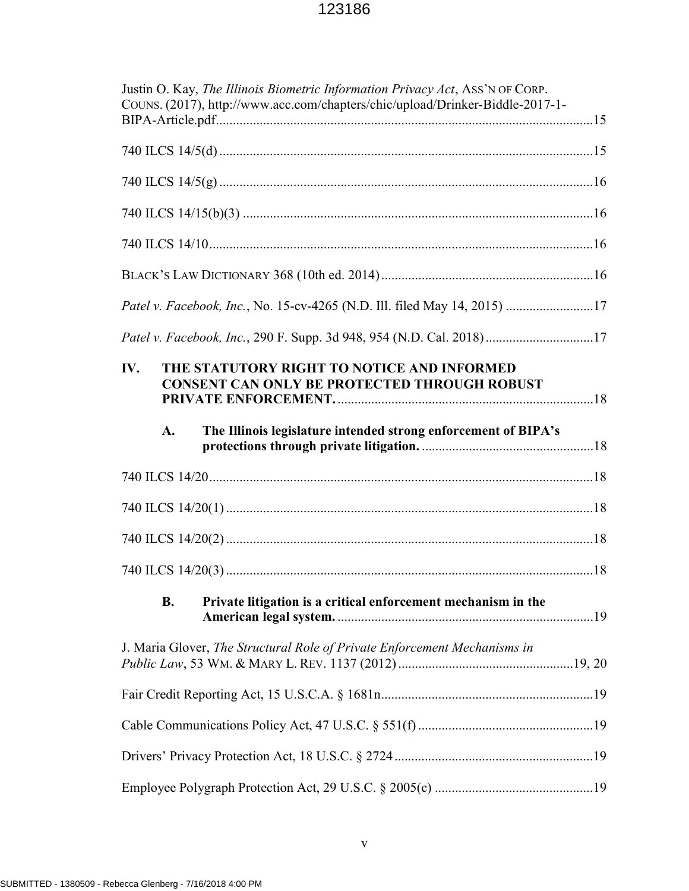Justin O. Kay, *The Illinois Biometric Information Privacy Act*, ASS'N OF CORP. COUNS. (2017), http://www.acc.com/chapters/chic/upload/Drinker-Biddle-2017-1-BIPA-Article.pdf...............................................................................................................15

740 ILCS 14/5(d)..............................................................................................................15

740 ILCS 14/5(g)..............................................................................................................16

740 ILCS 14/15(b)(3).......................................................................................................16

740 ILCS 14/10.................................................................................................................16

BLACK'S LAW DICTIONARY 368 (10th ed. 2014)..............................................................16

*Patel v. Facebook, Inc.*, No. 15-cv-4265 (N.D. Ill. filed May 14, 2015)..........................17

*Patel v. Facebook, Inc.*, 290 F. Supp. 3d 948, 954 (N.D. Cal. 2018)................................17

**IV. THE STATUTORY RIGHT TO NOTICE AND INFORMED CONSENT CAN ONLY BE PROTECTED THROUGH ROBUST PRIVATE ENFORCEMENT.**............................................................................18

**A. The Illinois legislature intended strong enforcement of BIPA's protections through private litigation.**...................................................18

740 ILCS 14/20.................................................................................................................18

740 ILCS 14/20(1)............................................................................................................18

740 ILCS 14/20(2)............................................................................................................18

740 ILCS 14/20(3)............................................................................................................18

**B. Private litigation is a critical enforcement mechanism in the American legal system.**...........................................................................19

J. Maria Glover, *The Structural Role of Private Enforcement Mechanisms in Public Law*, 53 WM. & MARY L. REV. 1137 (2012)....................................................19, 20

Fair Credit Reporting Act, 15 U.S.C.A. § 1681n..............................................................19

Cable Communications Policy Act, 47 U.S.C. § 551(f)....................................................19

Drivers' Privacy Protection Act, 18 U.S.C. § 2724...........................................................19

Employee Polygraph Protection Act, 29 U.S.C. § 2005(c)...............................................19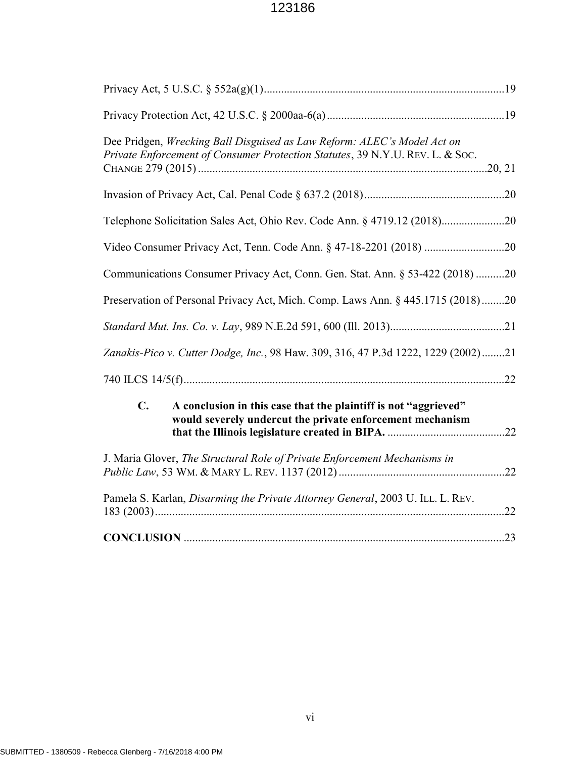Privacy Act, 5 U.S.C. § 552a(g)(1)....................................................................................19

Privacy Protection Act, 42 U.S.C. § 2000aa-6(a).............................................................19

Dee Pridgen, *Wrecking Ball Disguised as Law Reform: ALEC's Model Act on Private Enforcement of Consumer Protection Statutes*, 39 N.Y.U. REV. L. & SOC. CHANGE 279 (2015)....................................................................................................20, 21

Invasion of Privacy Act, Cal. Penal Code § 637.2 (2018).................................................20

Telephone Solicitation Sales Act, Ohio Rev. Code Ann. § 4719.12 (2018)......................20

Video Consumer Privacy Act, Tenn. Code Ann. § 47-18-2201 (2018) ............................20

Communications Consumer Privacy Act, Conn. Gen. Stat. Ann. § 53-422 (2018) ..........20

Preservation of Personal Privacy Act, Mich. Comp. Laws Ann. § 445.1715 (2018)........20

*Standard Mut. Ins. Co. v. Lay*, 989 N.E.2d 591, 600 (Ill. 2013)........................................21

*Zanakis-Pico v. Cutter Dodge, Inc.*, 98 Haw. 309, 316, 47 P.3d 1222, 1229 (2002)........21

740 ILCS 14/5(f)................................................................................................................22

**C. A conclusion in this case that the plaintiff is not "aggrieved" would severely undercut the private enforcement mechanism that the Illinois legislature created in BIPA.** .........................................22

J. Maria Glover, *The Structural Role of Private Enforcement Mechanisms in Public Law*, 53 WM. & MARY L. REV. 1137 (2012).........................................................22

Pamela S. Karlan, *Disarming the Private Attorney General*, 2003 U. ILL. L. REV. 183 (2003)..........................................................................................................................22

**CONCLUSION** ...............................................................................................................23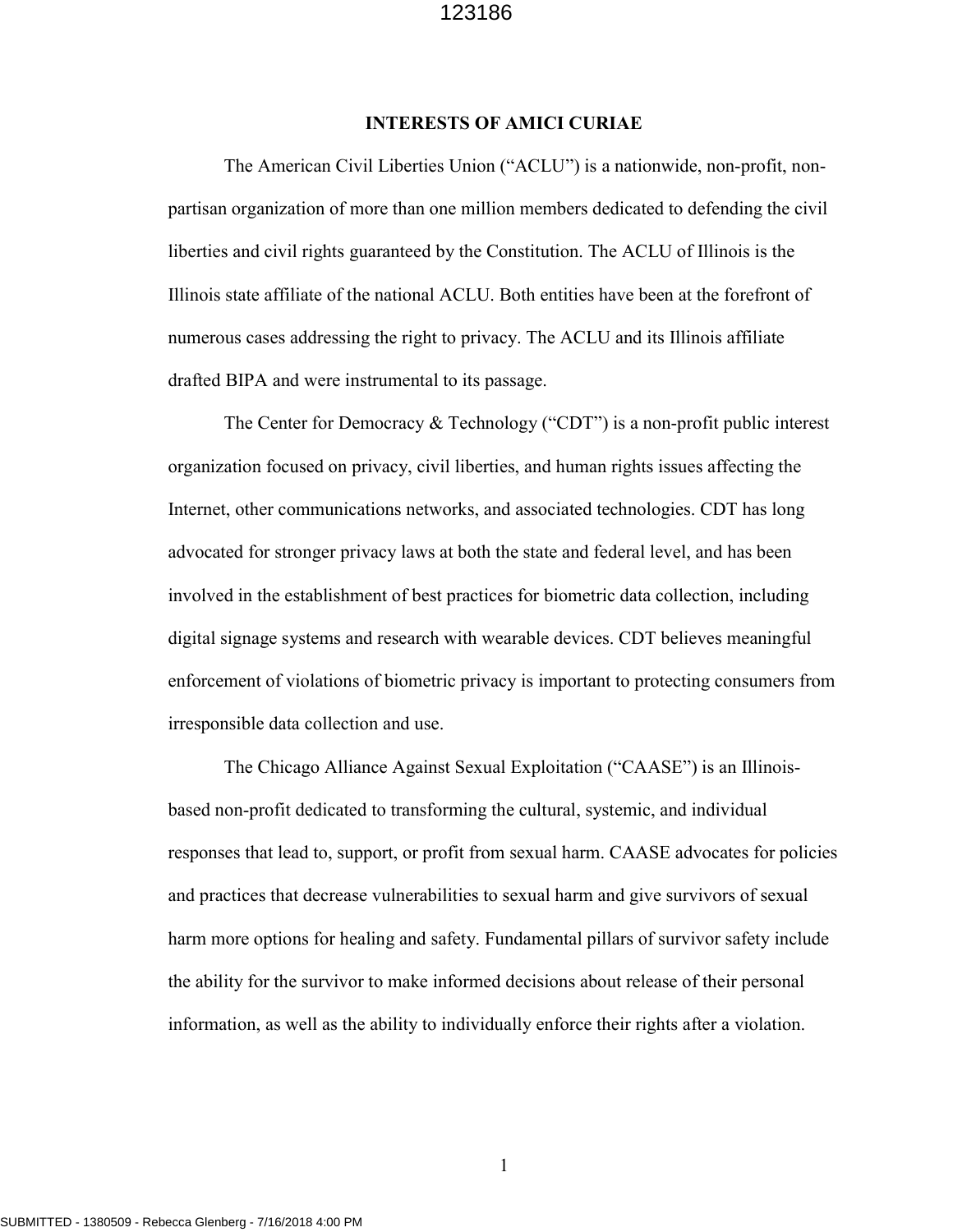## INTERESTS OF AMICI CURIAE

The American Civil Liberties Union ("ACLU") is a nationwide, non-profit, non-partisan organization of more than one million members dedicated to defending the civil liberties and civil rights guaranteed by the Constitution. The ACLU of Illinois is the Illinois state affiliate of the national ACLU. Both entities have been at the forefront of numerous cases addressing the right to privacy. The ACLU and its Illinois affiliate drafted BIPA and were instrumental to its passage.

The Center for Democracy & Technology ("CDT") is a non-profit public interest organization focused on privacy, civil liberties, and human rights issues affecting the Internet, other communications networks, and associated technologies. CDT has long advocated for stronger privacy laws at both the state and federal level, and has been involved in the establishment of best practices for biometric data collection, including digital signage systems and research with wearable devices. CDT believes meaningful enforcement of violations of biometric privacy is important to protecting consumers from irresponsible data collection and use.

The Chicago Alliance Against Sexual Exploitation ("CAASE") is an Illinois-based non-profit dedicated to transforming the cultural, systemic, and individual responses that lead to, support, or profit from sexual harm. CAASE advocates for policies and practices that decrease vulnerabilities to sexual harm and give survivors of sexual harm more options for healing and safety. Fundamental pillars of survivor safety include the ability for the survivor to make informed decisions about release of their personal information, as well as the ability to individually enforce their rights after a violation.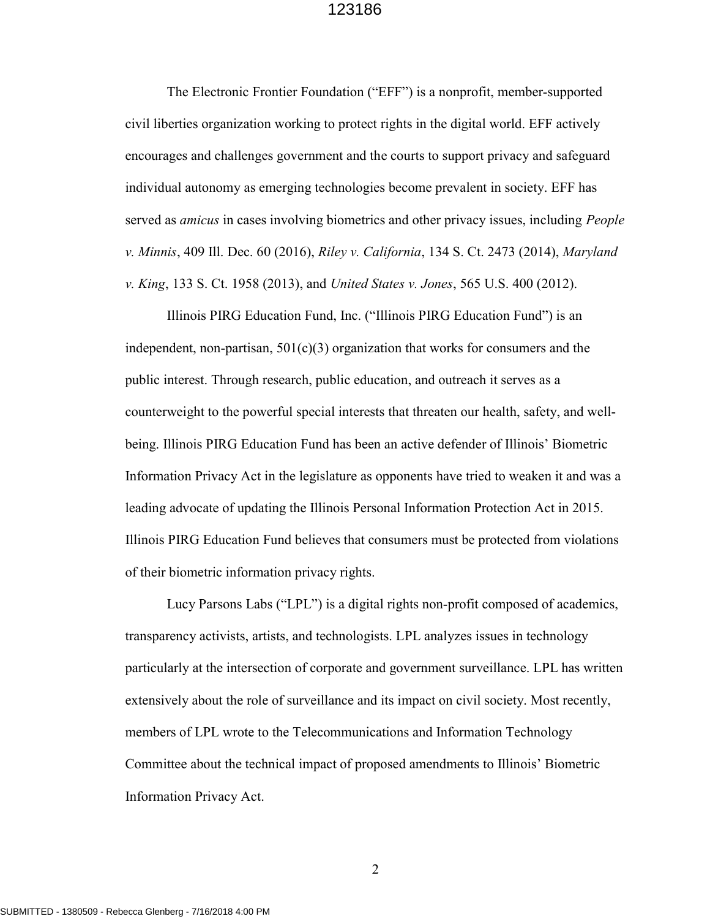The Electronic Frontier Foundation ("EFF") is a nonprofit, member-supported civil liberties organization working to protect rights in the digital world. EFF actively encourages and challenges government and the courts to support privacy and safeguard individual autonomy as emerging technologies become prevalent in society. EFF has served as *amicus* in cases involving biometrics and other privacy issues, including *People v. Minnis*, 409 Ill. Dec. 60 (2016), *Riley v. California*, 134 S. Ct. 2473 (2014), *Maryland v. King*, 133 S. Ct. 1958 (2013), and *United States v. Jones*, 565 U.S. 400 (2012).

Illinois PIRG Education Fund, Inc. ("Illinois PIRG Education Fund") is an independent, non-partisan, 501(c)(3) organization that works for consumers and the public interest. Through research, public education, and outreach it serves as a counterweight to the powerful special interests that threaten our health, safety, and well-being. Illinois PIRG Education Fund has been an active defender of Illinois' Biometric Information Privacy Act in the legislature as opponents have tried to weaken it and was a leading advocate of updating the Illinois Personal Information Protection Act in 2015. Illinois PIRG Education Fund believes that consumers must be protected from violations of their biometric information privacy rights.

Lucy Parsons Labs ("LPL") is a digital rights non-profit composed of academics, transparency activists, artists, and technologists. LPL analyzes issues in technology particularly at the intersection of corporate and government surveillance. LPL has written extensively about the role of surveillance and its impact on civil society. Most recently, members of LPL wrote to the Telecommunications and Information Technology Committee about the technical impact of proposed amendments to Illinois' Biometric Information Privacy Act.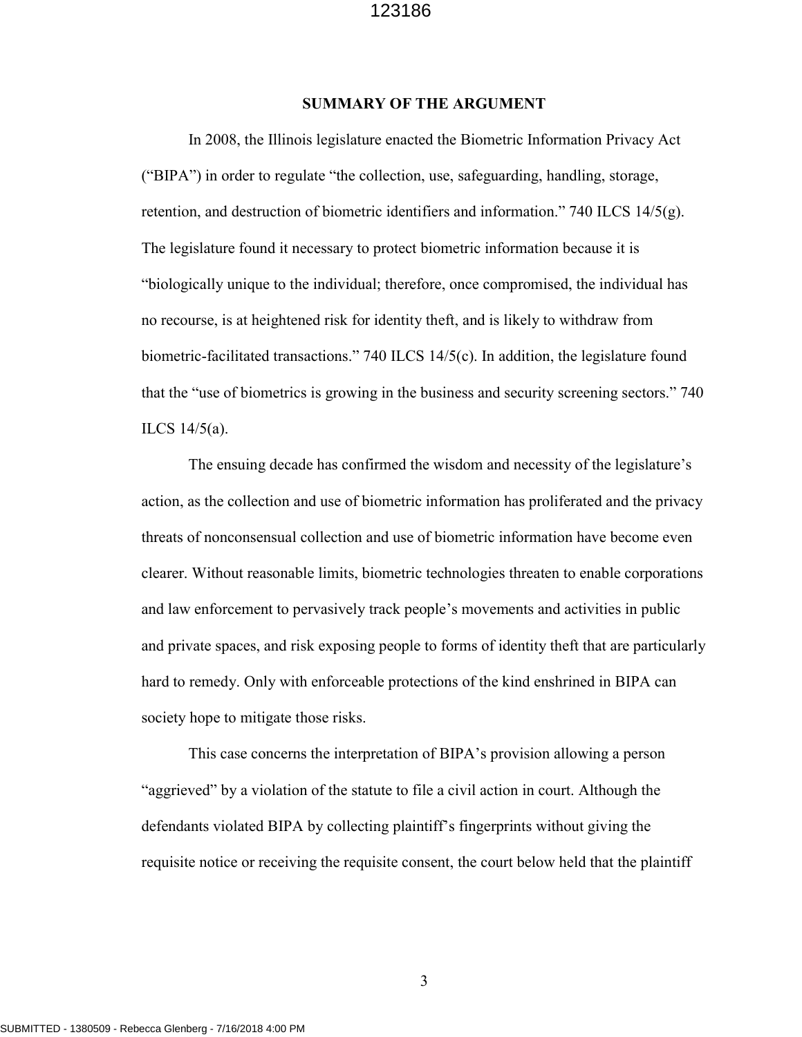## SUMMARY OF THE ARGUMENT

In 2008, the Illinois legislature enacted the Biometric Information Privacy Act ("BIPA") in order to regulate "the collection, use, safeguarding, handling, storage, retention, and destruction of biometric identifiers and information." 740 ILCS 14/5(g). The legislature found it necessary to protect biometric information because it is "biologically unique to the individual; therefore, once compromised, the individual has no recourse, is at heightened risk for identity theft, and is likely to withdraw from biometric-facilitated transactions." 740 ILCS 14/5(c). In addition, the legislature found that the "use of biometrics is growing in the business and security screening sectors." 740 ILCS 14/5(a).

The ensuing decade has confirmed the wisdom and necessity of the legislature's action, as the collection and use of biometric information has proliferated and the privacy threats of nonconsensual collection and use of biometric information have become even clearer. Without reasonable limits, biometric technologies threaten to enable corporations and law enforcement to pervasively track people's movements and activities in public and private spaces, and risk exposing people to forms of identity theft that are particularly hard to remedy. Only with enforceable protections of the kind enshrined in BIPA can society hope to mitigate those risks.

This case concerns the interpretation of BIPA's provision allowing a person "aggrieved" by a violation of the statute to file a civil action in court. Although the defendants violated BIPA by collecting plaintiff's fingerprints without giving the requisite notice or receiving the requisite consent, the court below held that the plaintiff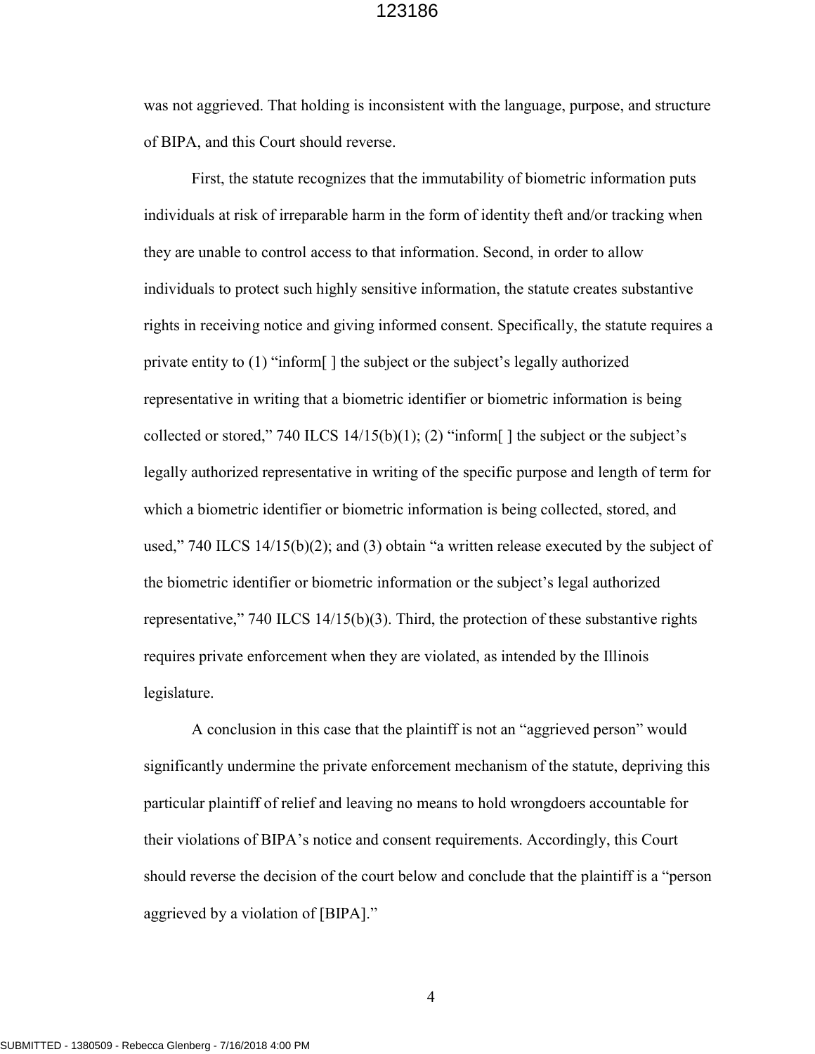was not aggrieved. That holding is inconsistent with the language, purpose, and structure of BIPA, and this Court should reverse.

First, the statute recognizes that the immutability of biometric information puts individuals at risk of irreparable harm in the form of identity theft and/or tracking when they are unable to control access to that information. Second, in order to allow individuals to protect such highly sensitive information, the statute creates substantive rights in receiving notice and giving informed consent. Specifically, the statute requires a private entity to (1) "inform[ ] the subject or the subject's legally authorized representative in writing that a biometric identifier or biometric information is being collected or stored," 740 ILCS 14/15(b)(1); (2) "inform[ ] the subject or the subject's legally authorized representative in writing of the specific purpose and length of term for which a biometric identifier or biometric information is being collected, stored, and used," 740 ILCS 14/15(b)(2); and (3) obtain "a written release executed by the subject of the biometric identifier or biometric information or the subject's legal authorized representative," 740 ILCS 14/15(b)(3). Third, the protection of these substantive rights requires private enforcement when they are violated, as intended by the Illinois legislature.

A conclusion in this case that the plaintiff is not an "aggrieved person" would significantly undermine the private enforcement mechanism of the statute, depriving this particular plaintiff of relief and leaving no means to hold wrongdoers accountable for their violations of BIPA's notice and consent requirements. Accordingly, this Court should reverse the decision of the court below and conclude that the plaintiff is a "person aggrieved by a violation of [BIPA]."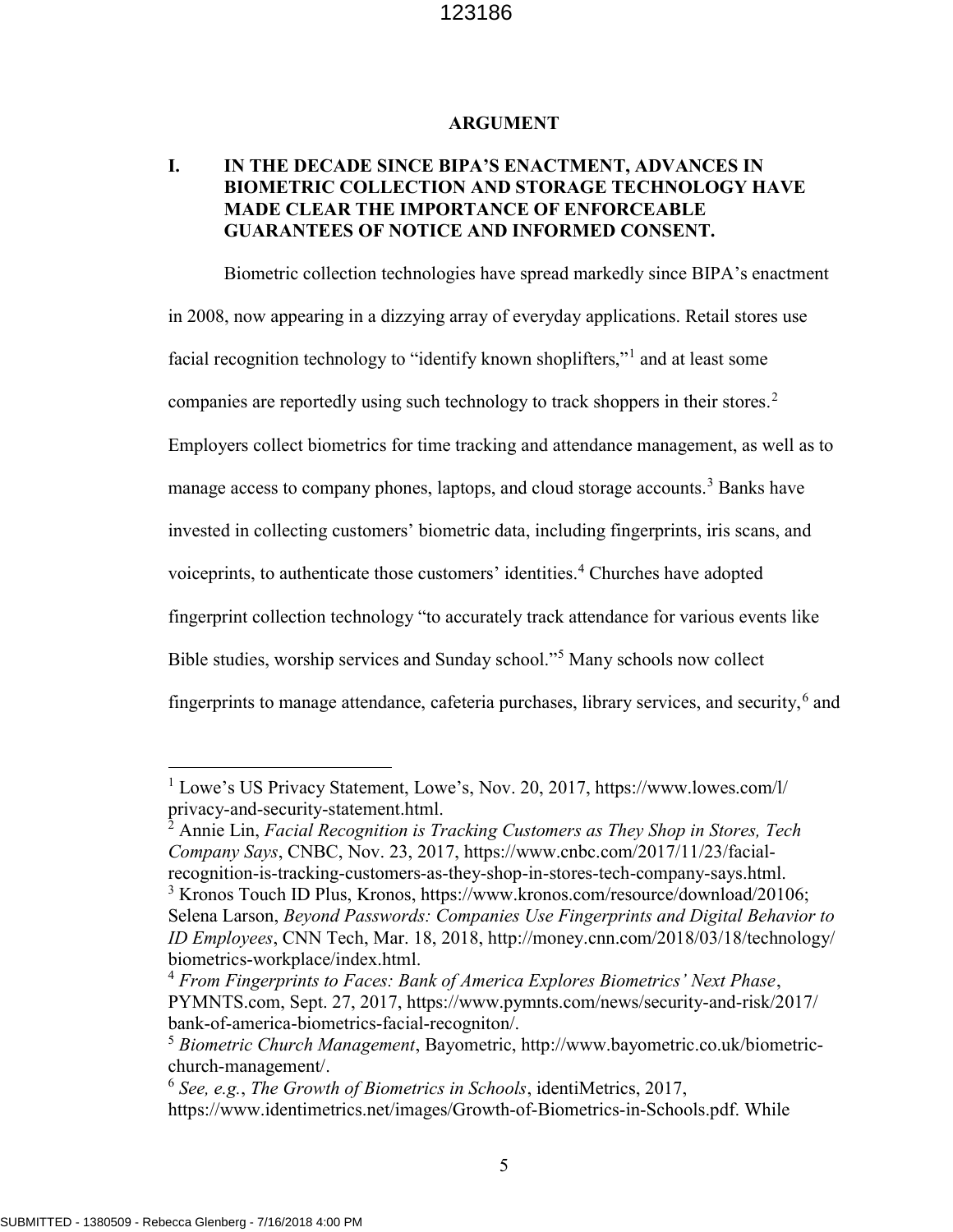## ARGUMENT

### I. IN THE DECADE SINCE BIPA'S ENACTMENT, ADVANCES IN BIOMETRIC COLLECTION AND STORAGE TECHNOLOGY HAVE MADE CLEAR THE IMPORTANCE OF ENFORCEABLE GUARANTEES OF NOTICE AND INFORMED CONSENT.

Biometric collection technologies have spread markedly since BIPA's enactment in 2008, now appearing in a dizzying array of everyday applications. Retail stores use facial recognition technology to "identify known shoplifters,"[1] and at least some companies are reportedly using such technology to track shoppers in their stores.[2] Employers collect biometrics for time tracking and attendance management, as well as to manage access to company phones, laptops, and cloud storage accounts.[3] Banks have invested in collecting customers' biometric data, including fingerprints, iris scans, and voiceprints, to authenticate those customers' identities.[4] Churches have adopted fingerprint collection technology "to accurately track attendance for various events like Bible studies, worship services and Sunday school."[5] Many schools now collect fingerprints to manage attendance, cafeteria purchases, library services, and security,[6] and

---

[1] Lowe's US Privacy Statement, Lowe's, Nov. 20, 2017, https://www.lowes.com/l/privacy-and-security-statement.html.

[2] Annie Lin, *Facial Recognition is Tracking Customers as They Shop in Stores, Tech Company Says*, CNBC, Nov. 23, 2017, https://www.cnbc.com/2017/11/23/facial-recognition-is-tracking-customers-as-they-shop-in-stores-tech-company-says.html.

[3] Kronos Touch ID Plus, Kronos, https://www.kronos.com/resource/download/20106; Selena Larson, *Beyond Passwords: Companies Use Fingerprints and Digital Behavior to ID Employees*, CNN Tech, Mar. 18, 2018, http://money.cnn.com/2018/03/18/technology/biometrics-workplace/index.html.

[4] *From Fingerprints to Faces: Bank of America Explores Biometrics' Next Phase*, PYMNTS.com, Sept. 27, 2017, https://www.pymnts.com/news/security-and-risk/2017/bank-of-america-biometrics-facial-recogniton/.

[5] *Biometric Church Management*, Bayometric, http://www.bayometric.co.uk/biometric-church-management/.

[6] *See, e.g.*, *The Growth of Biometrics in Schools*, identiMetrics, 2017, https://www.identimetrics.net/images/Growth-of-Biometrics-in-Schools.pdf. While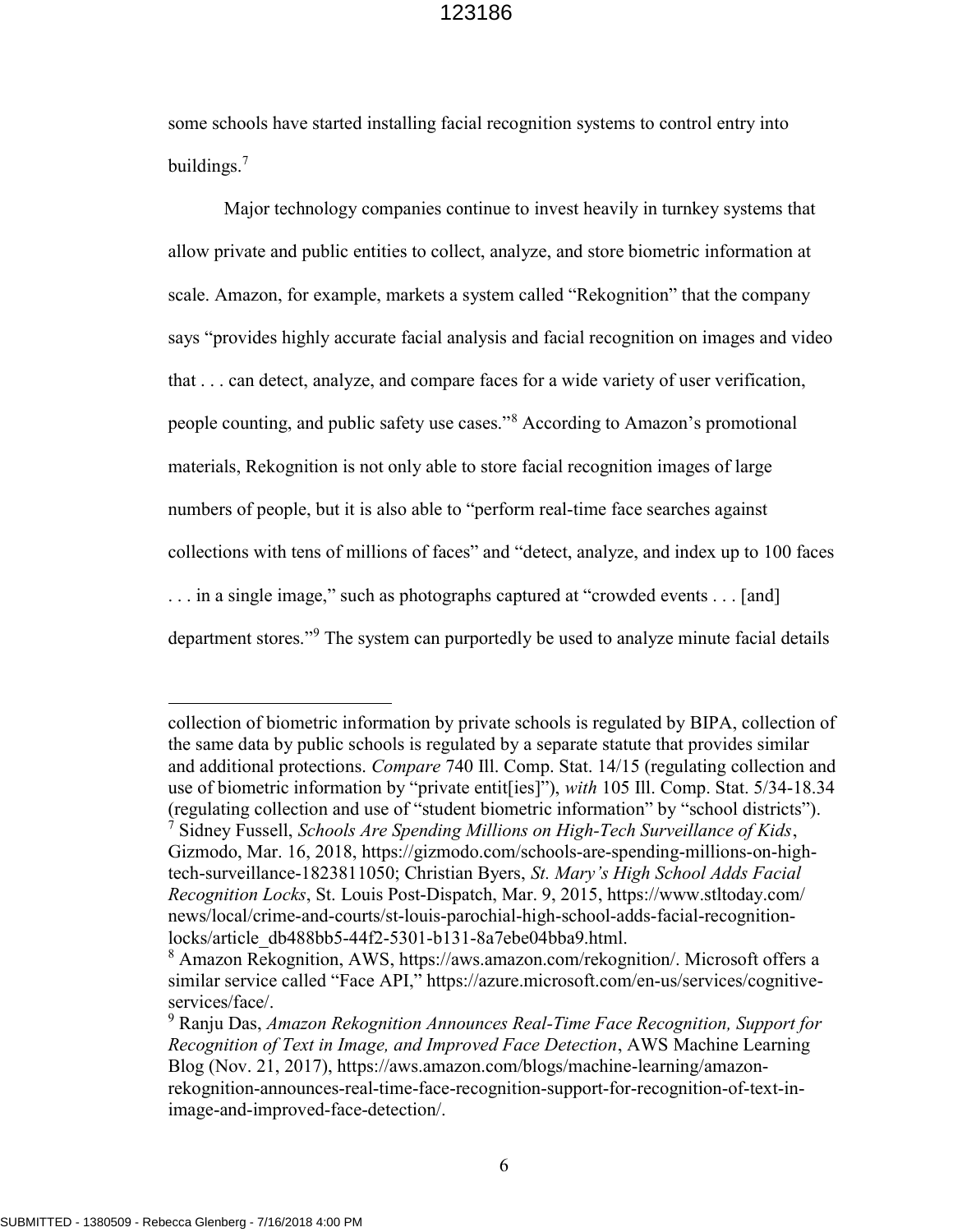some schools have started installing facial recognition systems to control entry into buildings.[7]

Major technology companies continue to invest heavily in turnkey systems that allow private and public entities to collect, analyze, and store biometric information at scale. Amazon, for example, markets a system called "Rekognition" that the company says "provides highly accurate facial analysis and facial recognition on images and video that . . . can detect, analyze, and compare faces for a wide variety of user verification, people counting, and public safety use cases."[8] According to Amazon's promotional materials, Rekognition is not only able to store facial recognition images of large numbers of people, but it is also able to "perform real-time face searches against collections with tens of millions of faces" and "detect, analyze, and index up to 100 faces . . . in a single image," such as photographs captured at "crowded events . . . [and] department stores."[9] The system can purportedly be used to analyze minute facial details

---

collection of biometric information by private schools is regulated by BIPA, collection of the same data by public schools is regulated by a separate statute that provides similar and additional protections. *Compare* 740 Ill. Comp. Stat. 14/15 (regulating collection and use of biometric information by "private entit[ies]"), *with* 105 Ill. Comp. Stat. 5/34-18.34 (regulating collection and use of "student biometric information" by "school districts").

[7] Sidney Fussell, *Schools Are Spending Millions on High-Tech Surveillance of Kids*, Gizmodo, Mar. 16, 2018, https://gizmodo.com/schools-are-spending-millions-on-high-tech-surveillance-1823811050; Christian Byers, *St. Mary's High School Adds Facial Recognition Locks*, St. Louis Post-Dispatch, Mar. 9, 2015, https://www.stltoday.com/news/local/crime-and-courts/st-louis-parochial-high-school-adds-facial-recognition-locks/article_db488bb5-44f2-5301-b131-8a7ebe04bba9.html.

[8] Amazon Rekognition, AWS, https://aws.amazon.com/rekognition/. Microsoft offers a similar service called "Face API," https://azure.microsoft.com/en-us/services/cognitive-services/face/.

[9] Ranju Das, *Amazon Rekognition Announces Real-Time Face Recognition, Support for Recognition of Text in Image, and Improved Face Detection*, AWS Machine Learning Blog (Nov. 21, 2017), https://aws.amazon.com/blogs/machine-learning/amazon-rekognition-announces-real-time-face-recognition-support-for-recognition-of-text-in-image-and-improved-face-detection/.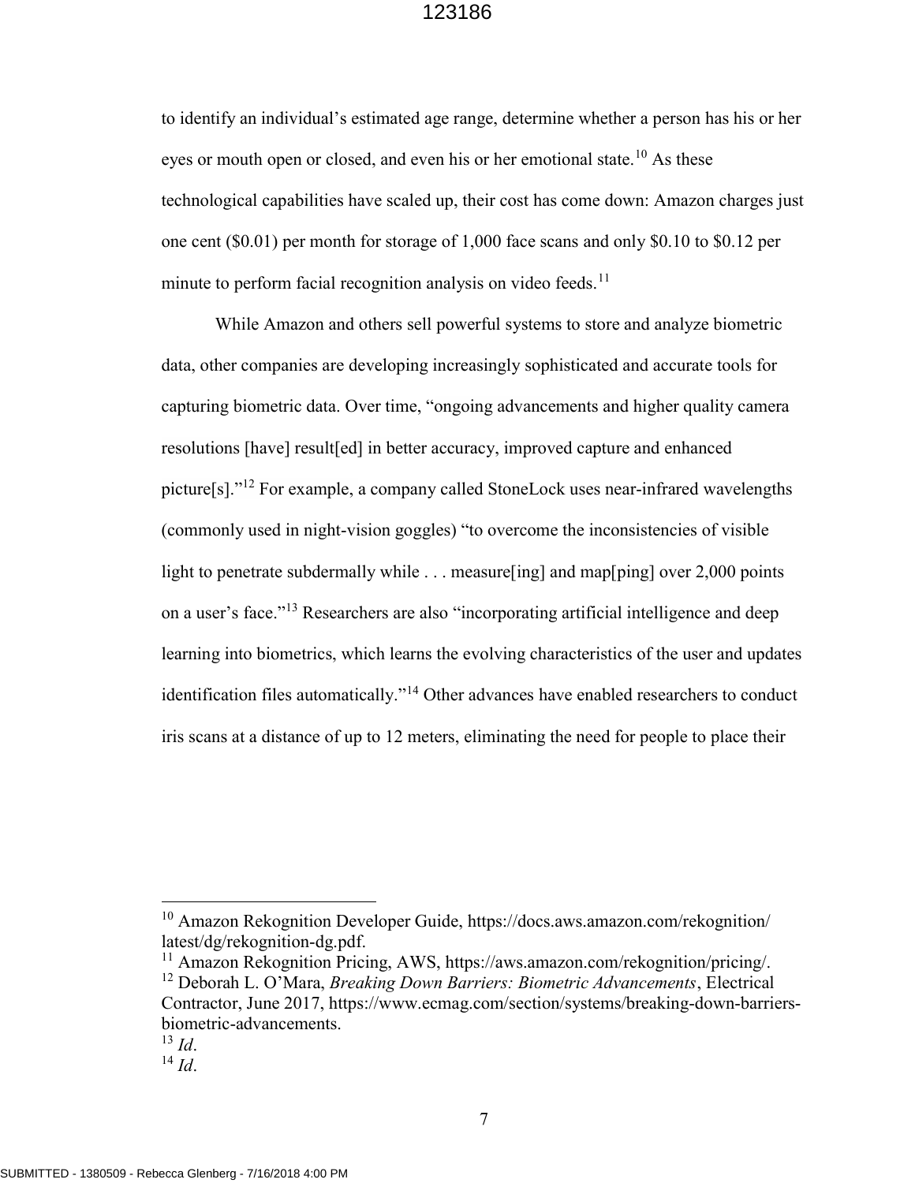to identify an individual's estimated age range, determine whether a person has his or her eyes or mouth open or closed, and even his or her emotional state.[10] As these technological capabilities have scaled up, their cost has come down: Amazon charges just one cent ($0.01) per month for storage of 1,000 face scans and only $0.10 to $0.12 per minute to perform facial recognition analysis on video feeds.[11]

While Amazon and others sell powerful systems to store and analyze biometric data, other companies are developing increasingly sophisticated and accurate tools for capturing biometric data. Over time, "ongoing advancements and higher quality camera resolutions [have] result[ed] in better accuracy, improved capture and enhanced picture[s]."[12] For example, a company called StoneLock uses near-infrared wavelengths (commonly used in night-vision goggles) "to overcome the inconsistencies of visible light to penetrate subdermally while . . . measure[ing] and map[ping] over 2,000 points on a user's face."[13] Researchers are also "incorporating artificial intelligence and deep learning into biometrics, which learns the evolving characteristics of the user and updates identification files automatically."[14] Other advances have enabled researchers to conduct iris scans at a distance of up to 12 meters, eliminating the need for people to place their

---

[10] Amazon Rekognition Developer Guide, https://docs.aws.amazon.com/rekognition/latest/dg/rekognition-dg.pdf.

[11] Amazon Rekognition Pricing, AWS, https://aws.amazon.com/rekognition/pricing/.

[12] Deborah L. O'Mara, *Breaking Down Barriers: Biometric Advancements*, Electrical Contractor, June 2017, https://www.ecmag.com/section/systems/breaking-down-barriers-biometric-advancements.

[13] *Id*.

[14] *Id*.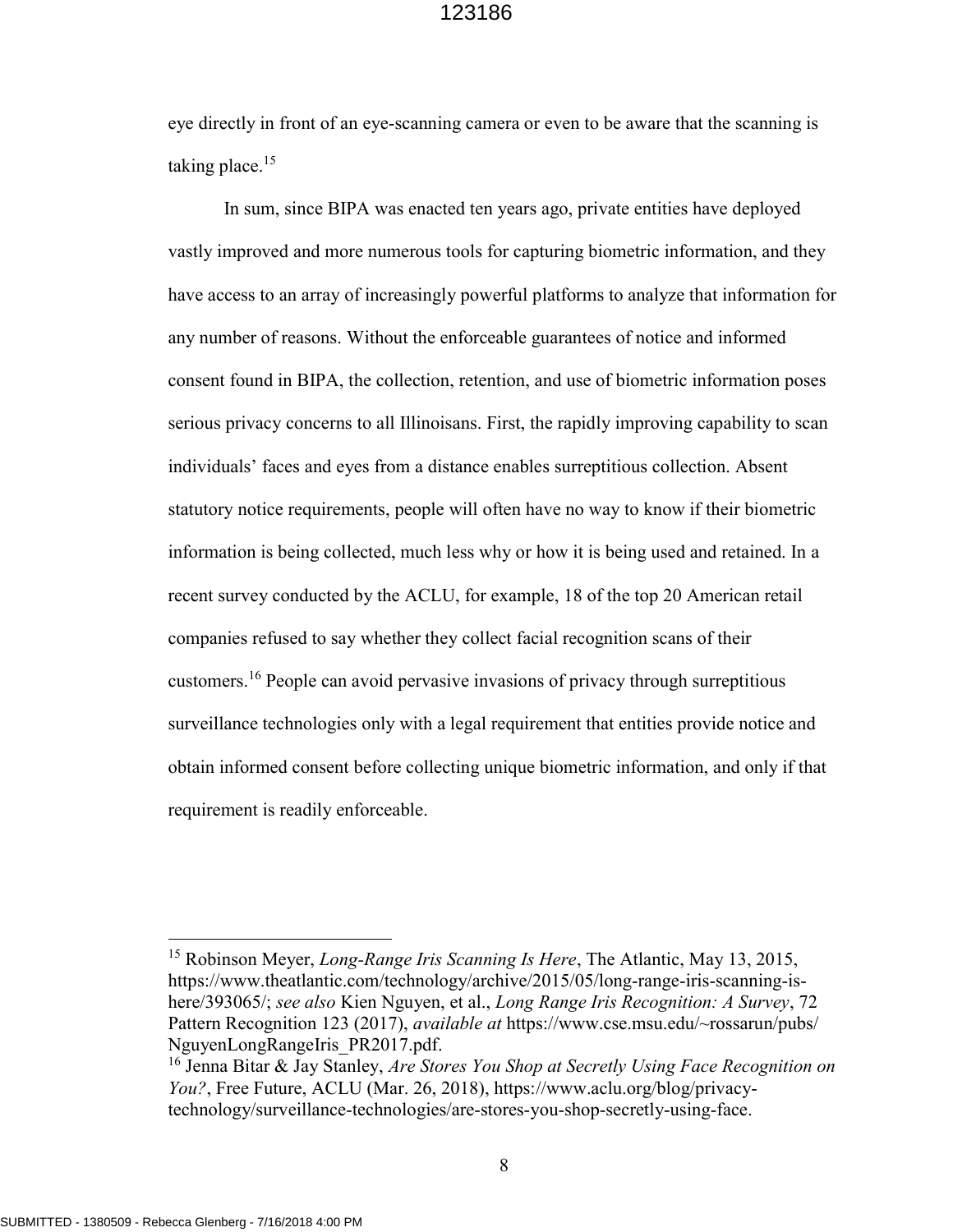eye directly in front of an eye-scanning camera or even to be aware that the scanning is taking place.[15]

In sum, since BIPA was enacted ten years ago, private entities have deployed vastly improved and more numerous tools for capturing biometric information, and they have access to an array of increasingly powerful platforms to analyze that information for any number of reasons. Without the enforceable guarantees of notice and informed consent found in BIPA, the collection, retention, and use of biometric information poses serious privacy concerns to all Illinoisans. First, the rapidly improving capability to scan individuals' faces and eyes from a distance enables surreptitious collection. Absent statutory notice requirements, people will often have no way to know if their biometric information is being collected, much less why or how it is being used and retained. In a recent survey conducted by the ACLU, for example, 18 of the top 20 American retail companies refused to say whether they collect facial recognition scans of their customers.[16] People can avoid pervasive invasions of privacy through surreptitious surveillance technologies only with a legal requirement that entities provide notice and obtain informed consent before collecting unique biometric information, and only if that requirement is readily enforceable.

---

[15] Robinson Meyer, *Long-Range Iris Scanning Is Here*, The Atlantic, May 13, 2015, https://www.theatlantic.com/technology/archive/2015/05/long-range-iris-scanning-is-here/393065/; *see also* Kien Nguyen, et al., *Long Range Iris Recognition: A Survey*, 72 Pattern Recognition 123 (2017), *available at* https://www.cse.msu.edu/~rossarun/pubs/NguyenLongRangeIris_PR2017.pdf.

[16] Jenna Bitar & Jay Stanley, *Are Stores You Shop at Secretly Using Face Recognition on You?*, Free Future, ACLU (Mar. 26, 2018), https://www.aclu.org/blog/privacy-technology/surveillance-technologies/are-stores-you-shop-secretly-using-face.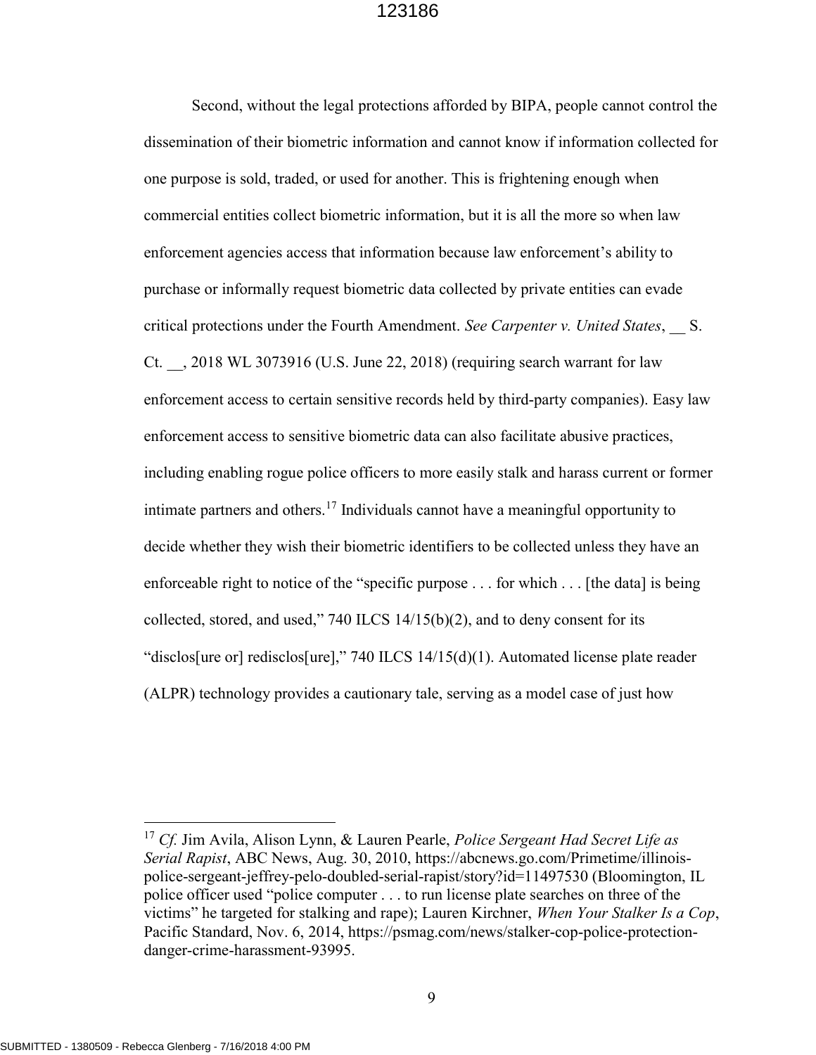Second, without the legal protections afforded by BIPA, people cannot control the dissemination of their biometric information and cannot know if information collected for one purpose is sold, traded, or used for another. This is frightening enough when commercial entities collect biometric information, but it is all the more so when law enforcement agencies access that information because law enforcement's ability to purchase or informally request biometric data collected by private entities can evade critical protections under the Fourth Amendment. *See Carpenter v. United States*, __ S. Ct. __, 2018 WL 3073916 (U.S. June 22, 2018) (requiring search warrant for law enforcement access to certain sensitive records held by third-party companies). Easy law enforcement access to sensitive biometric data can also facilitate abusive practices, including enabling rogue police officers to more easily stalk and harass current or former intimate partners and others.[17] Individuals cannot have a meaningful opportunity to decide whether they wish their biometric identifiers to be collected unless they have an enforceable right to notice of the "specific purpose . . . for which . . . [the data] is being collected, stored, and used," 740 ILCS 14/15(b)(2), and to deny consent for its "disclos[ure or] redisclos[ure]," 740 ILCS 14/15(d)(1). Automated license plate reader (ALPR) technology provides a cautionary tale, serving as a model case of just how

---

[17] *Cf.* Jim Avila, Alison Lynn, & Lauren Pearle, *Police Sergeant Had Secret Life as Serial Rapist*, ABC News, Aug. 30, 2010, https://abcnews.go.com/Primetime/illinois-police-sergeant-jeffrey-pelo-doubled-serial-rapist/story?id=11497530 (Bloomington, IL police officer used "police computer . . . to run license plate searches on three of the victims" he targeted for stalking and rape); Lauren Kirchner, *When Your Stalker Is a Cop*, Pacific Standard, Nov. 6, 2014, https://psmag.com/news/stalker-cop-police-protection-danger-crime-harassment-93995.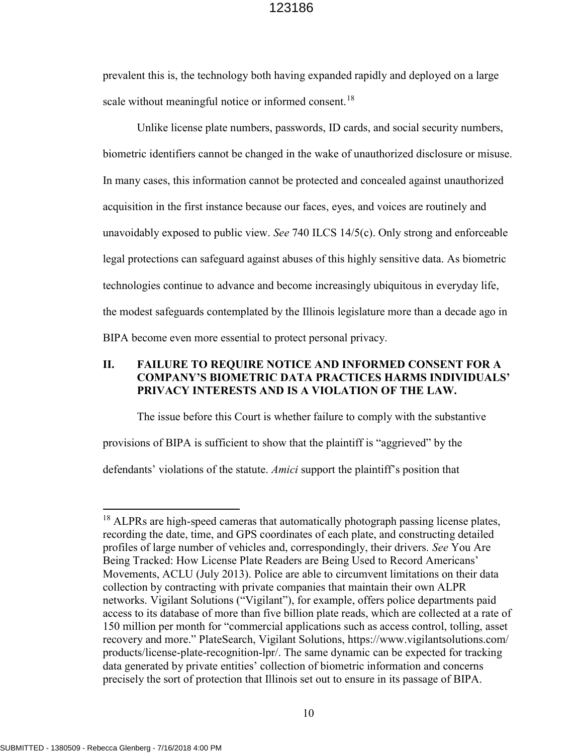prevalent this is, the technology both having expanded rapidly and deployed on a large scale without meaningful notice or informed consent.[18]

Unlike license plate numbers, passwords, ID cards, and social security numbers, biometric identifiers cannot be changed in the wake of unauthorized disclosure or misuse. In many cases, this information cannot be protected and concealed against unauthorized acquisition in the first instance because our faces, eyes, and voices are routinely and unavoidably exposed to public view. *See* 740 ILCS 14/5(c). Only strong and enforceable legal protections can safeguard against abuses of this highly sensitive data. As biometric technologies continue to advance and become increasingly ubiquitous in everyday life, the modest safeguards contemplated by the Illinois legislature more than a decade ago in BIPA become even more essential to protect personal privacy.

## II. FAILURE TO REQUIRE NOTICE AND INFORMED CONSENT FOR A COMPANY'S BIOMETRIC DATA PRACTICES HARMS INDIVIDUALS' PRIVACY INTERESTS AND IS A VIOLATION OF THE LAW.

The issue before this Court is whether failure to comply with the substantive provisions of BIPA is sufficient to show that the plaintiff is "aggrieved" by the defendants' violations of the statute. *Amici* support the plaintiff's position that

---

[18] ALPRs are high-speed cameras that automatically photograph passing license plates, recording the date, time, and GPS coordinates of each plate, and constructing detailed profiles of large number of vehicles and, correspondingly, their drivers. *See* You Are Being Tracked: How License Plate Readers are Being Used to Record Americans' Movements, ACLU (July 2013). Police are able to circumvent limitations on their data collection by contracting with private companies that maintain their own ALPR networks. Vigilant Solutions ("Vigilant"), for example, offers police departments paid access to its database of more than five billion plate reads, which are collected at a rate of 150 million per month for "commercial applications such as access control, tolling, asset recovery and more." PlateSearch, Vigilant Solutions, https://www.vigilantsolutions.com/products/license-plate-recognition-lpr/. The same dynamic can be expected for tracking data generated by private entities' collection of biometric information and concerns precisely the sort of protection that Illinois set out to ensure in its passage of BIPA.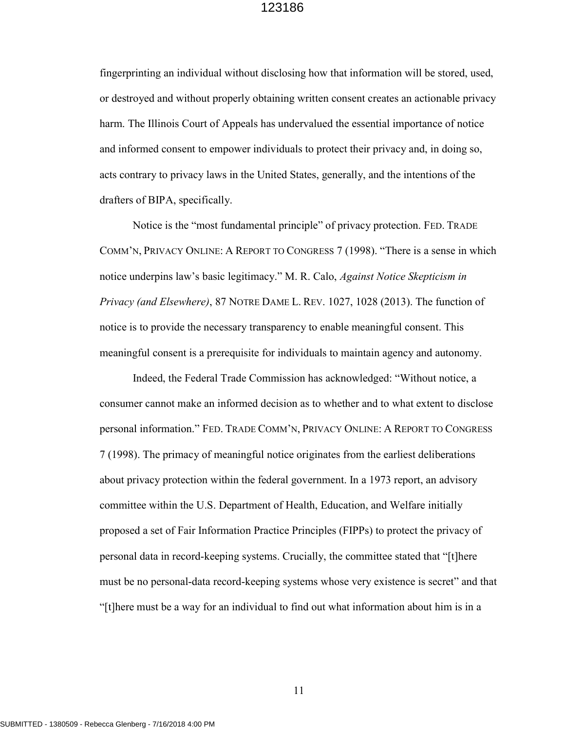fingerprinting an individual without disclosing how that information will be stored, used, or destroyed and without properly obtaining written consent creates an actionable privacy harm. The Illinois Court of Appeals has undervalued the essential importance of notice and informed consent to empower individuals to protect their privacy and, in doing so, acts contrary to privacy laws in the United States, generally, and the intentions of the drafters of BIPA, specifically.

Notice is the "most fundamental principle" of privacy protection. FED. TRADE COMM'N, PRIVACY ONLINE: A REPORT TO CONGRESS 7 (1998). "There is a sense in which notice underpins law's basic legitimacy." M. R. Calo, *Against Notice Skepticism in Privacy (and Elsewhere)*, 87 NOTRE DAME L. REV. 1027, 1028 (2013). The function of notice is to provide the necessary transparency to enable meaningful consent. This meaningful consent is a prerequisite for individuals to maintain agency and autonomy.

Indeed, the Federal Trade Commission has acknowledged: "Without notice, a consumer cannot make an informed decision as to whether and to what extent to disclose personal information." FED. TRADE COMM'N, PRIVACY ONLINE: A REPORT TO CONGRESS 7 (1998). The primacy of meaningful notice originates from the earliest deliberations about privacy protection within the federal government. In a 1973 report, an advisory committee within the U.S. Department of Health, Education, and Welfare initially proposed a set of Fair Information Practice Principles (FIPPs) to protect the privacy of personal data in record-keeping systems. Crucially, the committee stated that "[t]here must be no personal-data record-keeping systems whose very existence is secret" and that "[t]here must be a way for an individual to find out what information about him is in a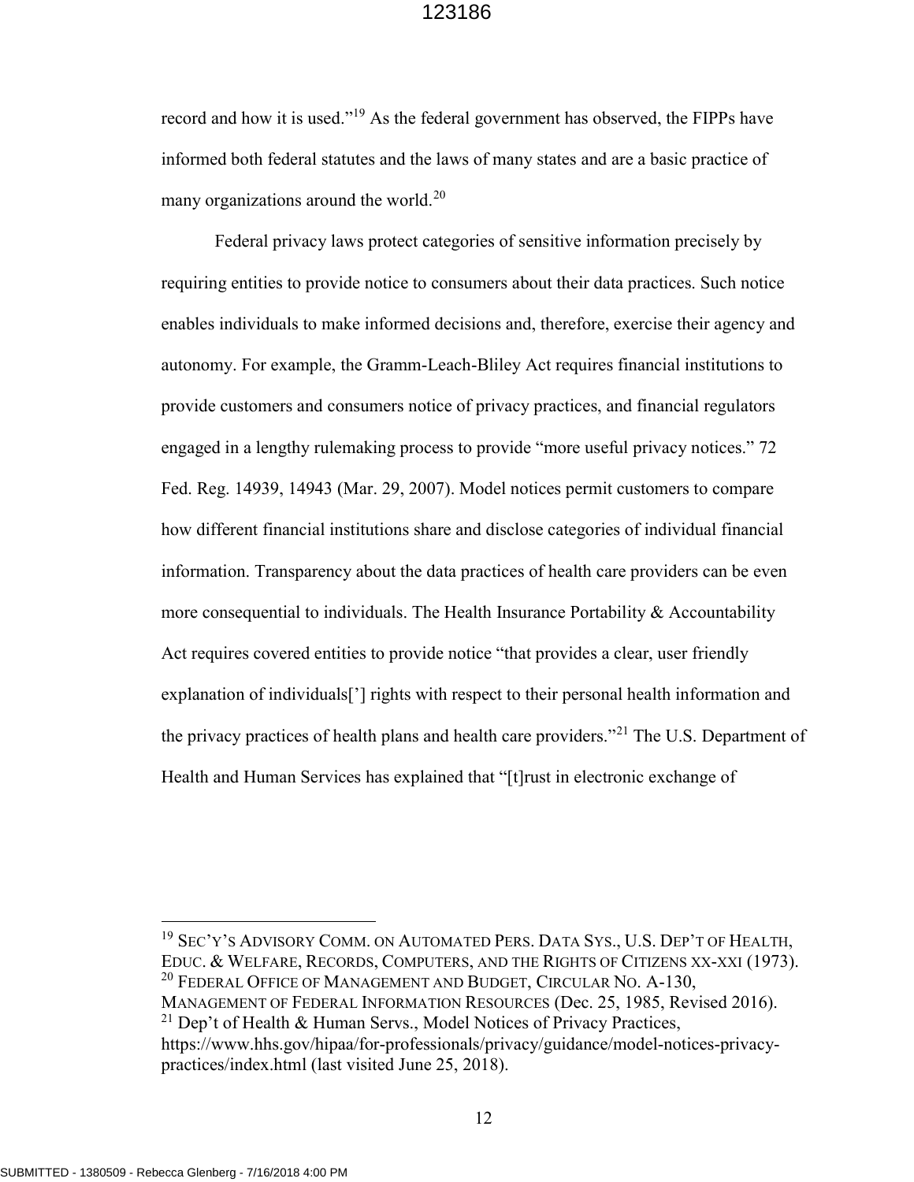record and how it is used."[19] As the federal government has observed, the FIPPs have informed both federal statutes and the laws of many states and are a basic practice of many organizations around the world.[20]

Federal privacy laws protect categories of sensitive information precisely by requiring entities to provide notice to consumers about their data practices. Such notice enables individuals to make informed decisions and, therefore, exercise their agency and autonomy. For example, the Gramm-Leach-Bliley Act requires financial institutions to provide customers and consumers notice of privacy practices, and financial regulators engaged in a lengthy rulemaking process to provide "more useful privacy notices." 72 Fed. Reg. 14939, 14943 (Mar. 29, 2007). Model notices permit customers to compare how different financial institutions share and disclose categories of individual financial information. Transparency about the data practices of health care providers can be even more consequential to individuals. The Health Insurance Portability & Accountability Act requires covered entities to provide notice "that provides a clear, user friendly explanation of individuals['] rights with respect to their personal health information and the privacy practices of health plans and health care providers."[21] The U.S. Department of Health and Human Services has explained that "[t]rust in electronic exchange of

---

[19] SEC'Y'S ADVISORY COMM. ON AUTOMATED PERS. DATA SYS., U.S. DEP'T OF HEALTH, EDUC. & WELFARE, RECORDS, COMPUTERS, AND THE RIGHTS OF CITIZENS XX-XXI (1973).

[20] FEDERAL OFFICE OF MANAGEMENT AND BUDGET, CIRCULAR NO. A-130, MANAGEMENT OF FEDERAL INFORMATION RESOURCES (Dec. 25, 1985, Revised 2016).

[21] Dep't of Health & Human Servs., Model Notices of Privacy Practices, https://www.hhs.gov/hipaa/for-professionals/privacy/guidance/model-notices-privacy-practices/index.html (last visited June 25, 2018).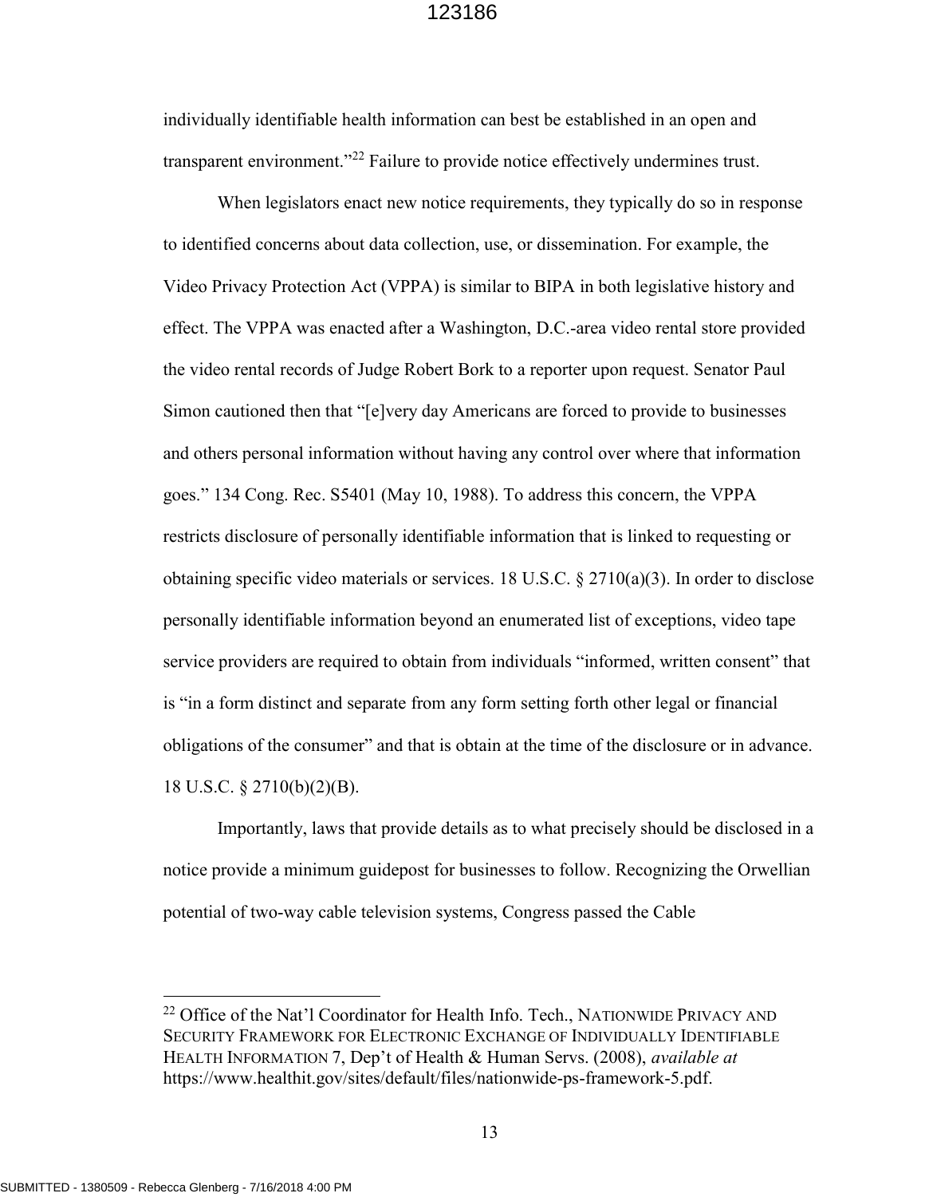individually identifiable health information can best be established in an open and transparent environment."[22] Failure to provide notice effectively undermines trust.

When legislators enact new notice requirements, they typically do so in response to identified concerns about data collection, use, or dissemination. For example, the Video Privacy Protection Act (VPPA) is similar to BIPA in both legislative history and effect. The VPPA was enacted after a Washington, D.C.-area video rental store provided the video rental records of Judge Robert Bork to a reporter upon request. Senator Paul Simon cautioned then that "[e]very day Americans are forced to provide to businesses and others personal information without having any control over where that information goes." 134 Cong. Rec. S5401 (May 10, 1988). To address this concern, the VPPA restricts disclosure of personally identifiable information that is linked to requesting or obtaining specific video materials or services. 18 U.S.C. § 2710(a)(3). In order to disclose personally identifiable information beyond an enumerated list of exceptions, video tape service providers are required to obtain from individuals "informed, written consent" that is "in a form distinct and separate from any form setting forth other legal or financial obligations of the consumer" and that is obtain at the time of the disclosure or in advance. 18 U.S.C. § 2710(b)(2)(B).

Importantly, laws that provide details as to what precisely should be disclosed in a notice provide a minimum guidepost for businesses to follow. Recognizing the Orwellian potential of two-way cable television systems, Congress passed the Cable

---

[22] Office of the Nat'l Coordinator for Health Info. Tech., NATIONWIDE PRIVACY AND SECURITY FRAMEWORK FOR ELECTRONIC EXCHANGE OF INDIVIDUALLY IDENTIFIABLE HEALTH INFORMATION 7, Dep't of Health & Human Servs. (2008), *available at* https://www.healthit.gov/sites/default/files/nationwide-ps-framework-5.pdf.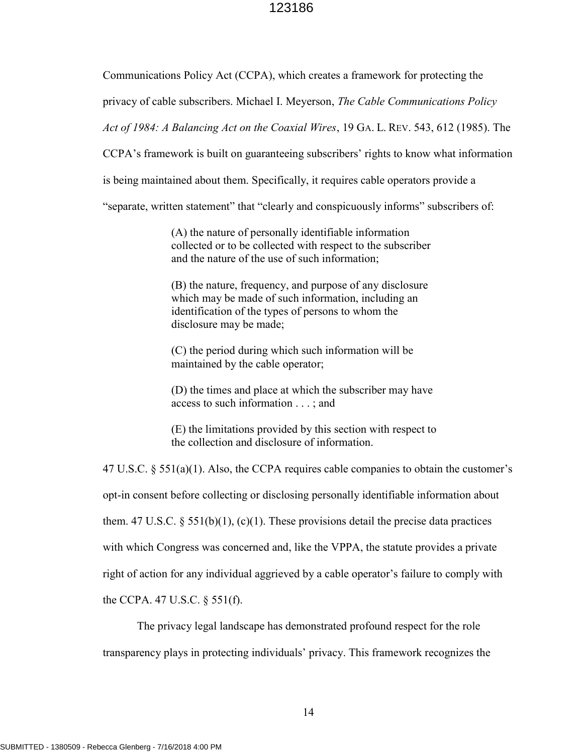Communications Policy Act (CCPA), which creates a framework for protecting the privacy of cable subscribers. Michael I. Meyerson, *The Cable Communications Policy Act of 1984: A Balancing Act on the Coaxial Wires*, 19 GA. L. REV. 543, 612 (1985). The CCPA's framework is built on guaranteeing subscribers' rights to know what information is being maintained about them. Specifically, it requires cable operators provide a "separate, written statement" that "clearly and conspicuously informs" subscribers of:

> (A) the nature of personally identifiable information collected or to be collected with respect to the subscriber and the nature of the use of such information;
>
> (B) the nature, frequency, and purpose of any disclosure which may be made of such information, including an identification of the types of persons to whom the disclosure may be made;
>
> (C) the period during which such information will be maintained by the cable operator;
>
> (D) the times and place at which the subscriber may have access to such information . . . ; and
>
> (E) the limitations provided by this section with respect to the collection and disclosure of information.

47 U.S.C. § 551(a)(1). Also, the CCPA requires cable companies to obtain the customer's opt-in consent before collecting or disclosing personally identifiable information about them. 47 U.S.C. § 551(b)(1), (c)(1). These provisions detail the precise data practices with which Congress was concerned and, like the VPPA, the statute provides a private right of action for any individual aggrieved by a cable operator's failure to comply with the CCPA. 47 U.S.C. § 551(f).

The privacy legal landscape has demonstrated profound respect for the role transparency plays in protecting individuals' privacy. This framework recognizes the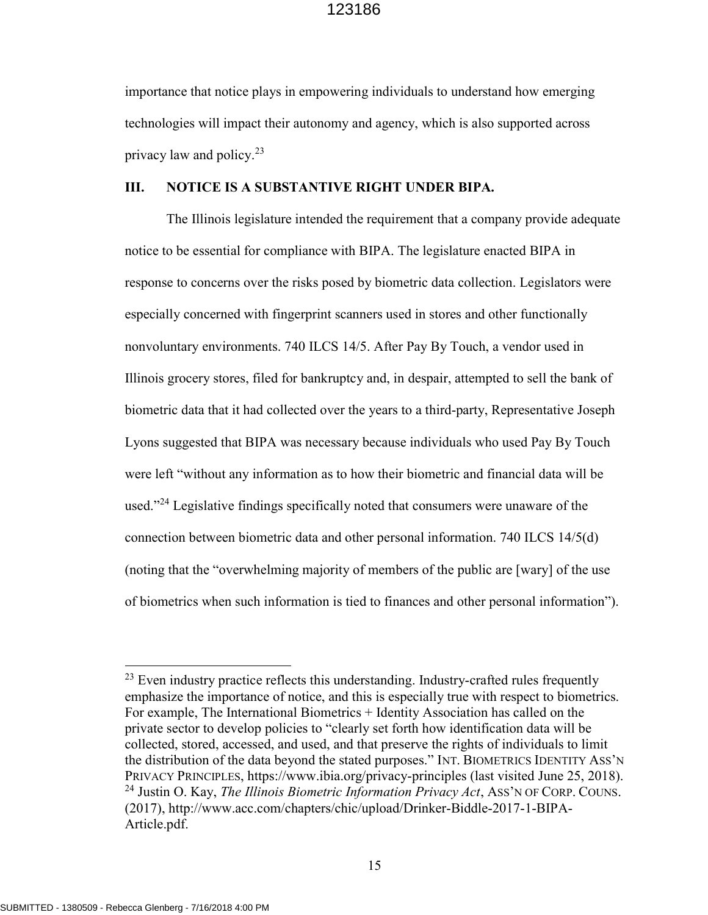importance that notice plays in empowering individuals to understand how emerging technologies will impact their autonomy and agency, which is also supported across privacy law and policy.[23]

## III. NOTICE IS A SUBSTANTIVE RIGHT UNDER BIPA.

The Illinois legislature intended the requirement that a company provide adequate notice to be essential for compliance with BIPA. The legislature enacted BIPA in response to concerns over the risks posed by biometric data collection. Legislators were especially concerned with fingerprint scanners used in stores and other functionally nonvoluntary environments. 740 ILCS 14/5. After Pay By Touch, a vendor used in Illinois grocery stores, filed for bankruptcy and, in despair, attempted to sell the bank of biometric data that it had collected over the years to a third-party, Representative Joseph Lyons suggested that BIPA was necessary because individuals who used Pay By Touch were left "without any information as to how their biometric and financial data will be used."[24] Legislative findings specifically noted that consumers were unaware of the connection between biometric data and other personal information. 740 ILCS 14/5(d) (noting that the "overwhelming majority of members of the public are [wary] of the use of biometrics when such information is tied to finances and other personal information").

---

[23] Even industry practice reflects this understanding. Industry-crafted rules frequently emphasize the importance of notice, and this is especially true with respect to biometrics. For example, The International Biometrics + Identity Association has called on the private sector to develop policies to "clearly set forth how identification data will be collected, stored, accessed, and used, and that preserve the rights of individuals to limit the distribution of the data beyond the stated purposes." INT. BIOMETRICS IDENTITY ASS'N PRIVACY PRINCIPLES, https://www.ibia.org/privacy-principles (last visited June 25, 2018).

[24] Justin O. Kay, *The Illinois Biometric Information Privacy Act*, ASS'N OF CORP. COUNS. (2017), http://www.acc.com/chapters/chic/upload/Drinker-Biddle-2017-1-BIPA-Article.pdf.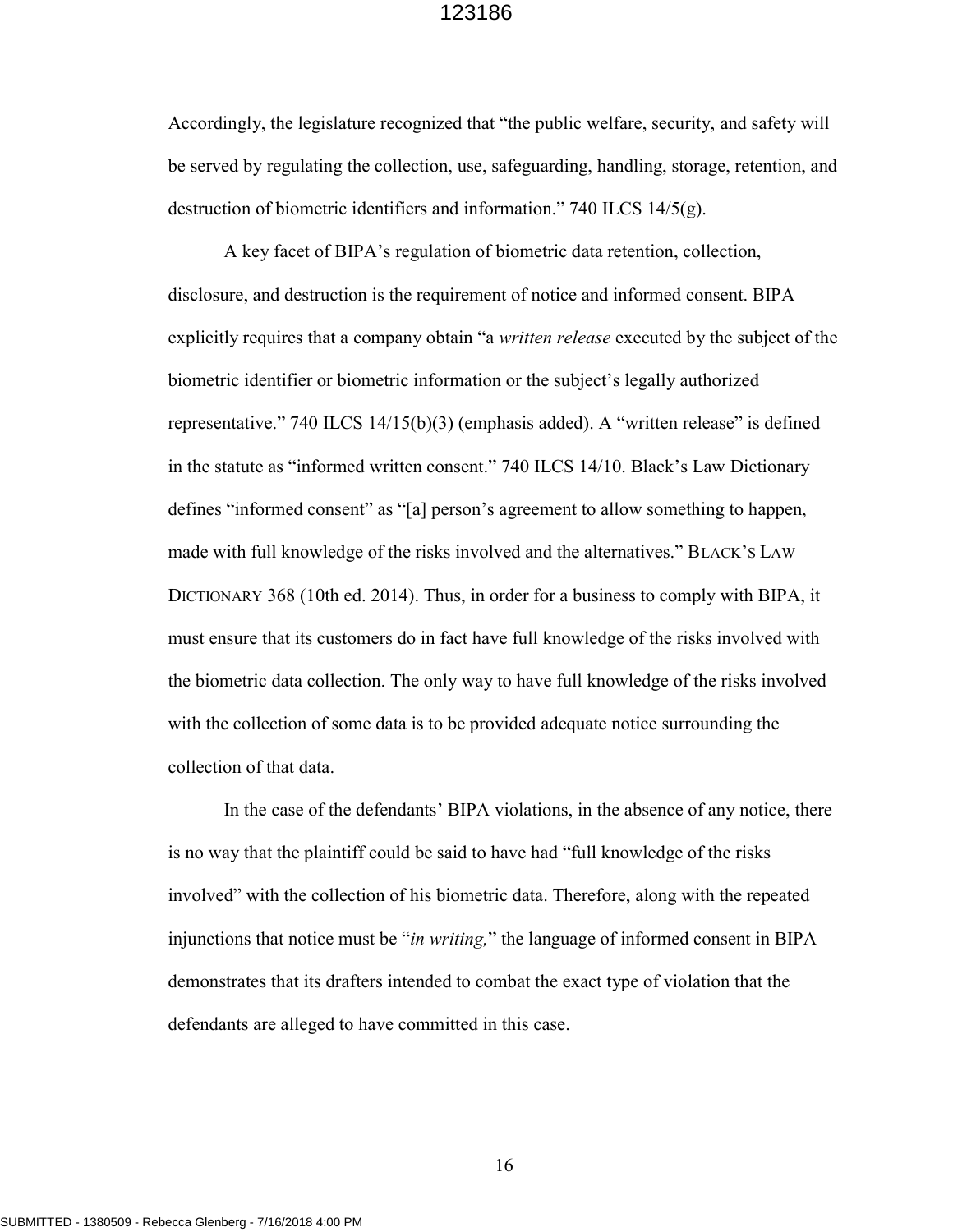Accordingly, the legislature recognized that "the public welfare, security, and safety will be served by regulating the collection, use, safeguarding, handling, storage, retention, and destruction of biometric identifiers and information." 740 ILCS 14/5(g).

A key facet of BIPA's regulation of biometric data retention, collection, disclosure, and destruction is the requirement of notice and informed consent. BIPA explicitly requires that a company obtain "a *written release* executed by the subject of the biometric identifier or biometric information or the subject's legally authorized representative." 740 ILCS 14/15(b)(3) (emphasis added). A "written release" is defined in the statute as "informed written consent." 740 ILCS 14/10. Black's Law Dictionary defines "informed consent" as "[a] person's agreement to allow something to happen, made with full knowledge of the risks involved and the alternatives." BLACK'S LAW DICTIONARY 368 (10th ed. 2014). Thus, in order for a business to comply with BIPA, it must ensure that its customers do in fact have full knowledge of the risks involved with the biometric data collection. The only way to have full knowledge of the risks involved with the collection of some data is to be provided adequate notice surrounding the collection of that data.

In the case of the defendants' BIPA violations, in the absence of any notice, there is no way that the plaintiff could be said to have had "full knowledge of the risks involved" with the collection of his biometric data. Therefore, along with the repeated injunctions that notice must be "*in writing,*" the language of informed consent in BIPA demonstrates that its drafters intended to combat the exact type of violation that the defendants are alleged to have committed in this case.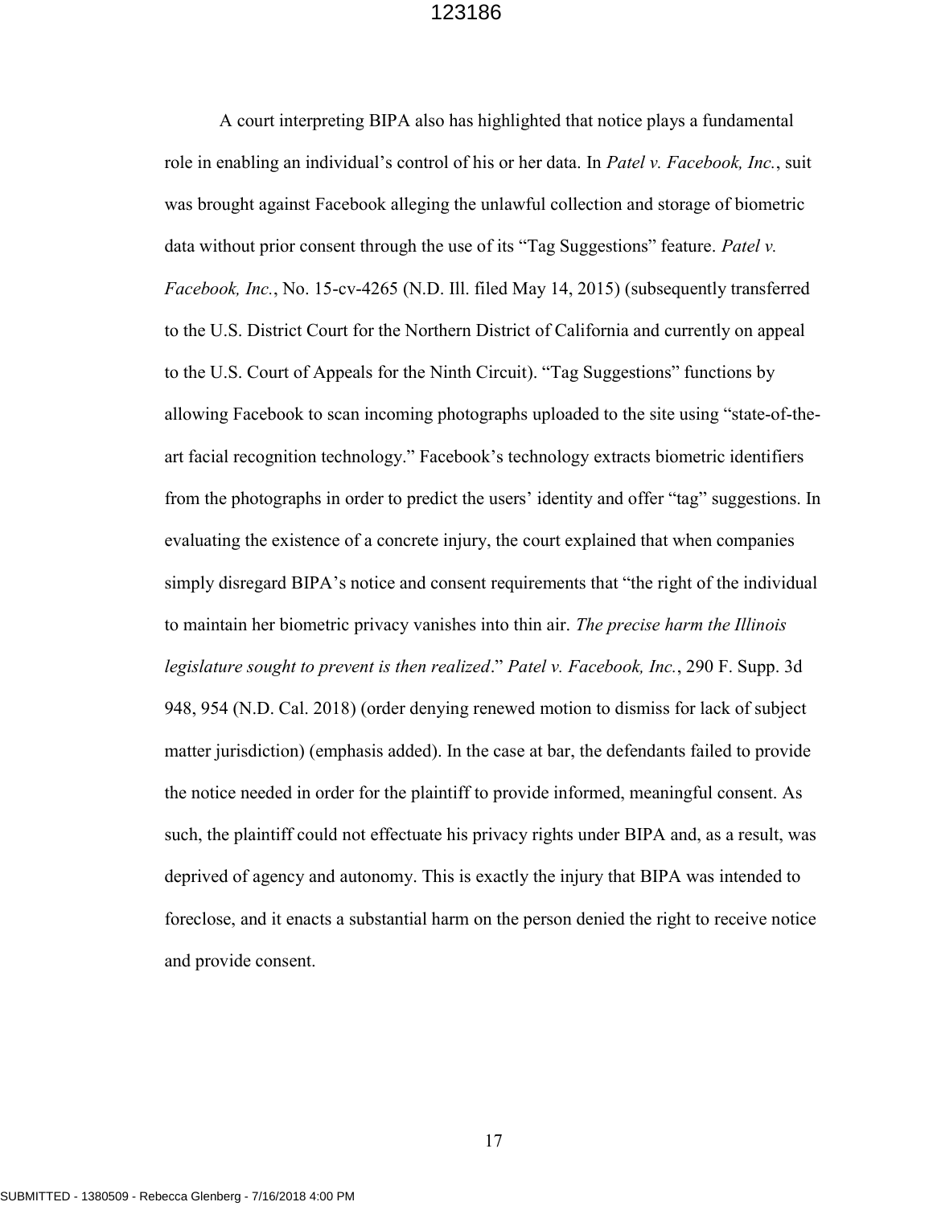A court interpreting BIPA also has highlighted that notice plays a fundamental role in enabling an individual's control of his or her data. In *Patel v. Facebook, Inc.*, suit was brought against Facebook alleging the unlawful collection and storage of biometric data without prior consent through the use of its "Tag Suggestions" feature. *Patel v. Facebook, Inc.*, No. 15-cv-4265 (N.D. Ill. filed May 14, 2015) (subsequently transferred to the U.S. District Court for the Northern District of California and currently on appeal to the U.S. Court of Appeals for the Ninth Circuit). "Tag Suggestions" functions by allowing Facebook to scan incoming photographs uploaded to the site using "state-of-the-art facial recognition technology." Facebook's technology extracts biometric identifiers from the photographs in order to predict the users' identity and offer "tag" suggestions. In evaluating the existence of a concrete injury, the court explained that when companies simply disregard BIPA's notice and consent requirements that "the right of the individual to maintain her biometric privacy vanishes into thin air. *The precise harm the Illinois legislature sought to prevent is then realized*." *Patel v. Facebook, Inc.*, 290 F. Supp. 3d 948, 954 (N.D. Cal. 2018) (order denying renewed motion to dismiss for lack of subject matter jurisdiction) (emphasis added). In the case at bar, the defendants failed to provide the notice needed in order for the plaintiff to provide informed, meaningful consent. As such, the plaintiff could not effectuate his privacy rights under BIPA and, as a result, was deprived of agency and autonomy. This is exactly the injury that BIPA was intended to foreclose, and it enacts a substantial harm on the person denied the right to receive notice and provide consent.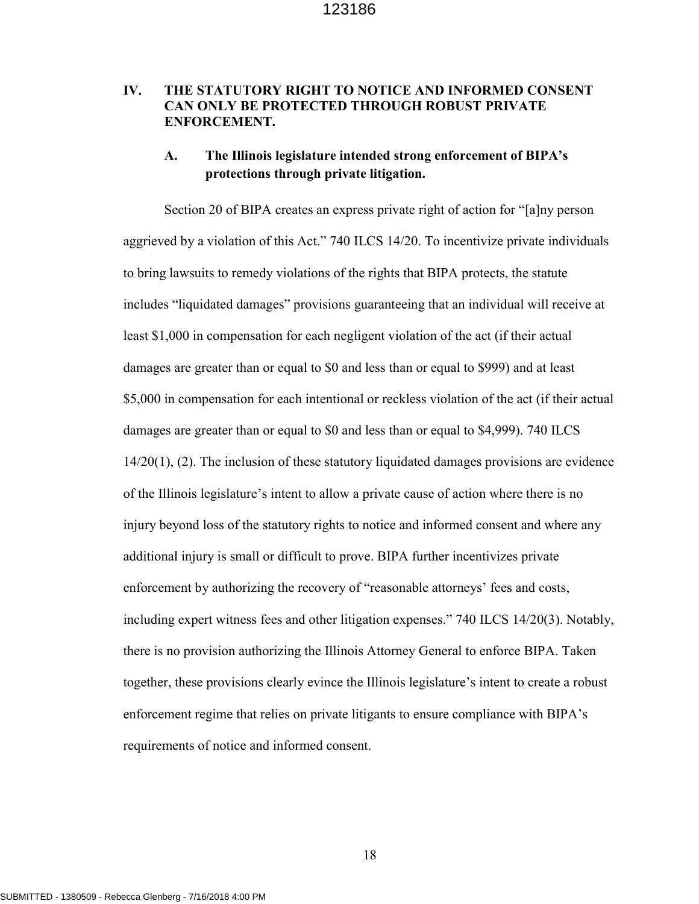## IV. THE STATUTORY RIGHT TO NOTICE AND INFORMED CONSENT CAN ONLY BE PROTECTED THROUGH ROBUST PRIVATE ENFORCEMENT.

### A. The Illinois legislature intended strong enforcement of BIPA's protections through private litigation.

Section 20 of BIPA creates an express private right of action for "[a]ny person aggrieved by a violation of this Act." 740 ILCS 14/20. To incentivize private individuals to bring lawsuits to remedy violations of the rights that BIPA protects, the statute includes "liquidated damages" provisions guaranteeing that an individual will receive at least $1,000 in compensation for each negligent violation of the act (if their actual damages are greater than or equal to $0 and less than or equal to $999) and at least $5,000 in compensation for each intentional or reckless violation of the act (if their actual damages are greater than or equal to $0 and less than or equal to $4,999). 740 ILCS 14/20(1), (2). The inclusion of these statutory liquidated damages provisions are evidence of the Illinois legislature's intent to allow a private cause of action where there is no injury beyond loss of the statutory rights to notice and informed consent and where any additional injury is small or difficult to prove. BIPA further incentivizes private enforcement by authorizing the recovery of "reasonable attorneys' fees and costs, including expert witness fees and other litigation expenses." 740 ILCS 14/20(3). Notably, there is no provision authorizing the Illinois Attorney General to enforce BIPA. Taken together, these provisions clearly evince the Illinois legislature's intent to create a robust enforcement regime that relies on private litigants to ensure compliance with BIPA's requirements of notice and informed consent.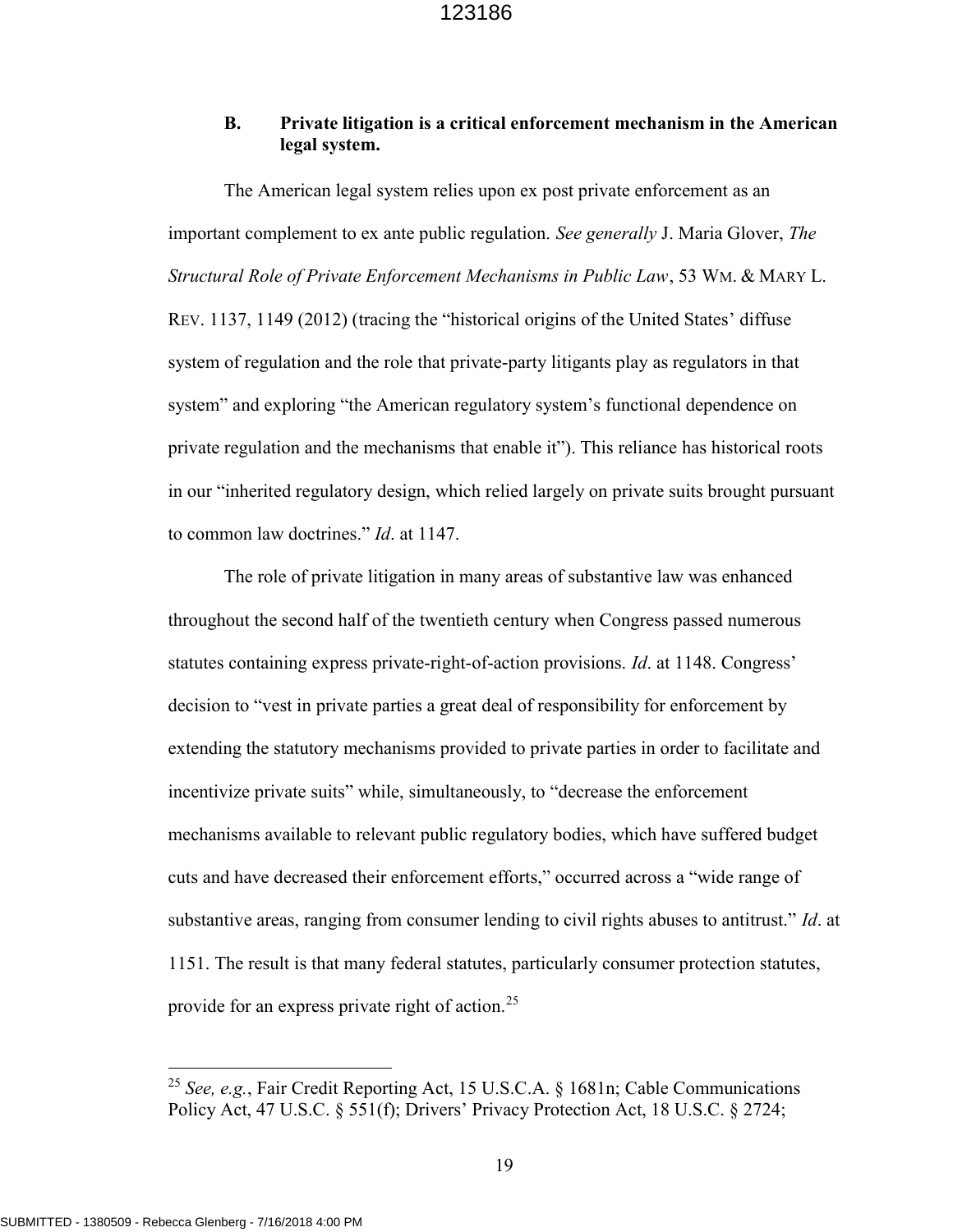### B. Private litigation is a critical enforcement mechanism in the American legal system.

The American legal system relies upon ex post private enforcement as an important complement to ex ante public regulation. *See generally* J. Maria Glover, *The Structural Role of Private Enforcement Mechanisms in Public Law*, 53 WM. & MARY L. REV. 1137, 1149 (2012) (tracing the "historical origins of the United States' diffuse system of regulation and the role that private-party litigants play as regulators in that system" and exploring "the American regulatory system's functional dependence on private regulation and the mechanisms that enable it"). This reliance has historical roots in our "inherited regulatory design, which relied largely on private suits brought pursuant to common law doctrines." *Id*. at 1147.

The role of private litigation in many areas of substantive law was enhanced throughout the second half of the twentieth century when Congress passed numerous statutes containing express private-right-of-action provisions. *Id*. at 1148. Congress' decision to "vest in private parties a great deal of responsibility for enforcement by extending the statutory mechanisms provided to private parties in order to facilitate and incentivize private suits" while, simultaneously, to "decrease the enforcement mechanisms available to relevant public regulatory bodies, which have suffered budget cuts and have decreased their enforcement efforts," occurred across a "wide range of substantive areas, ranging from consumer lending to civil rights abuses to antitrust." *Id*. at 1151. The result is that many federal statutes, particularly consumer protection statutes, provide for an express private right of action.[25]

---

[25] *See, e.g.*, Fair Credit Reporting Act, 15 U.S.C.A. § 1681n; Cable Communications Policy Act, 47 U.S.C. § 551(f); Drivers' Privacy Protection Act, 18 U.S.C. § 2724;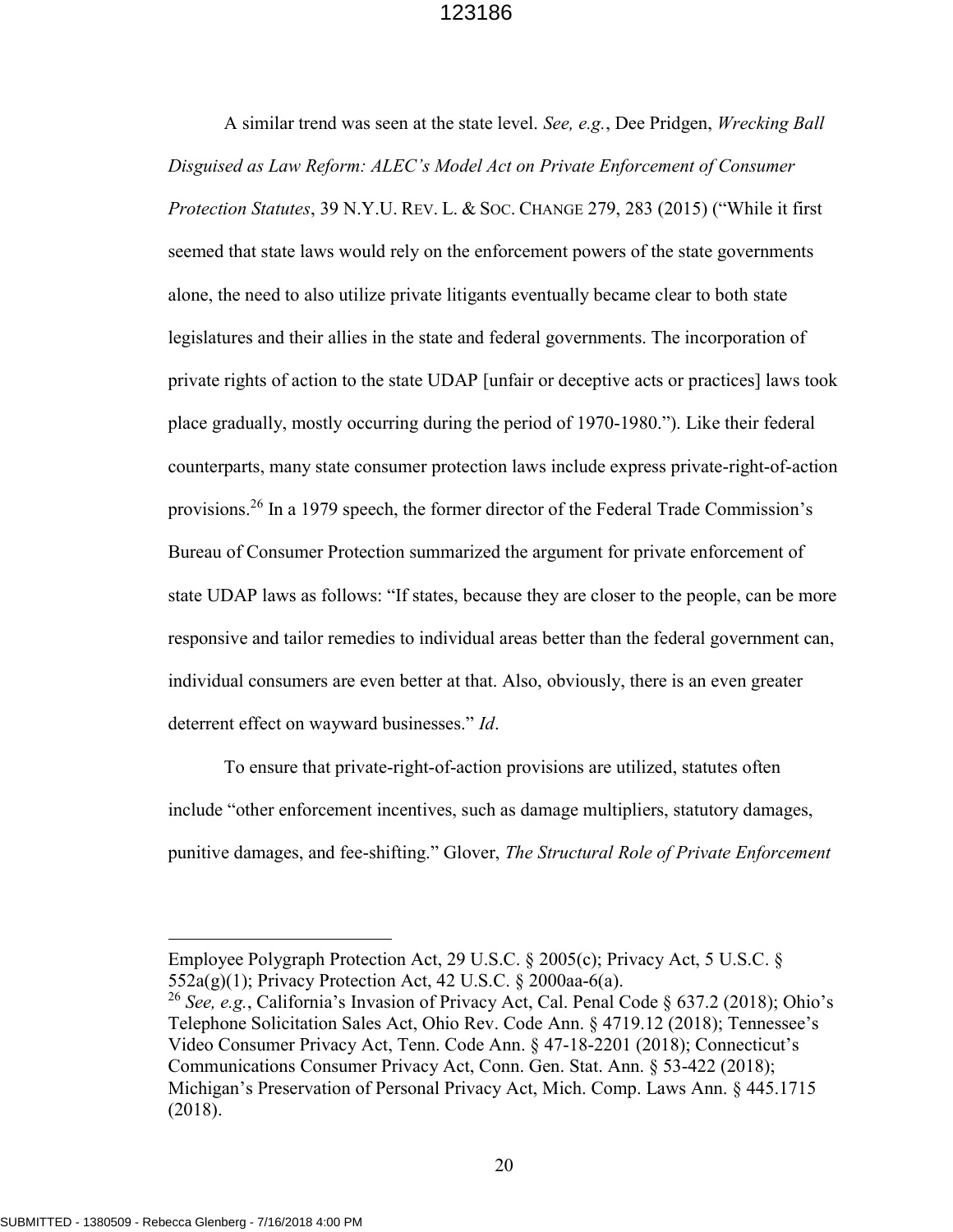A similar trend was seen at the state level. *See, e.g.*, Dee Pridgen, *Wrecking Ball Disguised as Law Reform: ALEC's Model Act on Private Enforcement of Consumer Protection Statutes*, 39 N.Y.U. REV. L. & SOC. CHANGE 279, 283 (2015) ("While it first seemed that state laws would rely on the enforcement powers of the state governments alone, the need to also utilize private litigants eventually became clear to both state legislatures and their allies in the state and federal governments. The incorporation of private rights of action to the state UDAP [unfair or deceptive acts or practices] laws took place gradually, mostly occurring during the period of 1970-1980."). Like their federal counterparts, many state consumer protection laws include express private-right-of-action provisions.[26] In a 1979 speech, the former director of the Federal Trade Commission's Bureau of Consumer Protection summarized the argument for private enforcement of state UDAP laws as follows: "If states, because they are closer to the people, can be more responsive and tailor remedies to individual areas better than the federal government can, individual consumers are even better at that. Also, obviously, there is an even greater deterrent effect on wayward businesses." *Id*.

To ensure that private-right-of-action provisions are utilized, statutes often include "other enforcement incentives, such as damage multipliers, statutory damages, punitive damages, and fee-shifting." Glover, *The Structural Role of Private Enforcement*

---

Employee Polygraph Protection Act, 29 U.S.C. § 2005(c); Privacy Act, 5 U.S.C. § 552a(g)(1); Privacy Protection Act, 42 U.S.C. § 2000aa-6(a).

[26] *See, e.g.*, California's Invasion of Privacy Act, Cal. Penal Code § 637.2 (2018); Ohio's Telephone Solicitation Sales Act, Ohio Rev. Code Ann. § 4719.12 (2018); Tennessee's Video Consumer Privacy Act, Tenn. Code Ann. § 47-18-2201 (2018); Connecticut's Communications Consumer Privacy Act, Conn. Gen. Stat. Ann. § 53-422 (2018); Michigan's Preservation of Personal Privacy Act, Mich. Comp. Laws Ann. § 445.1715 (2018).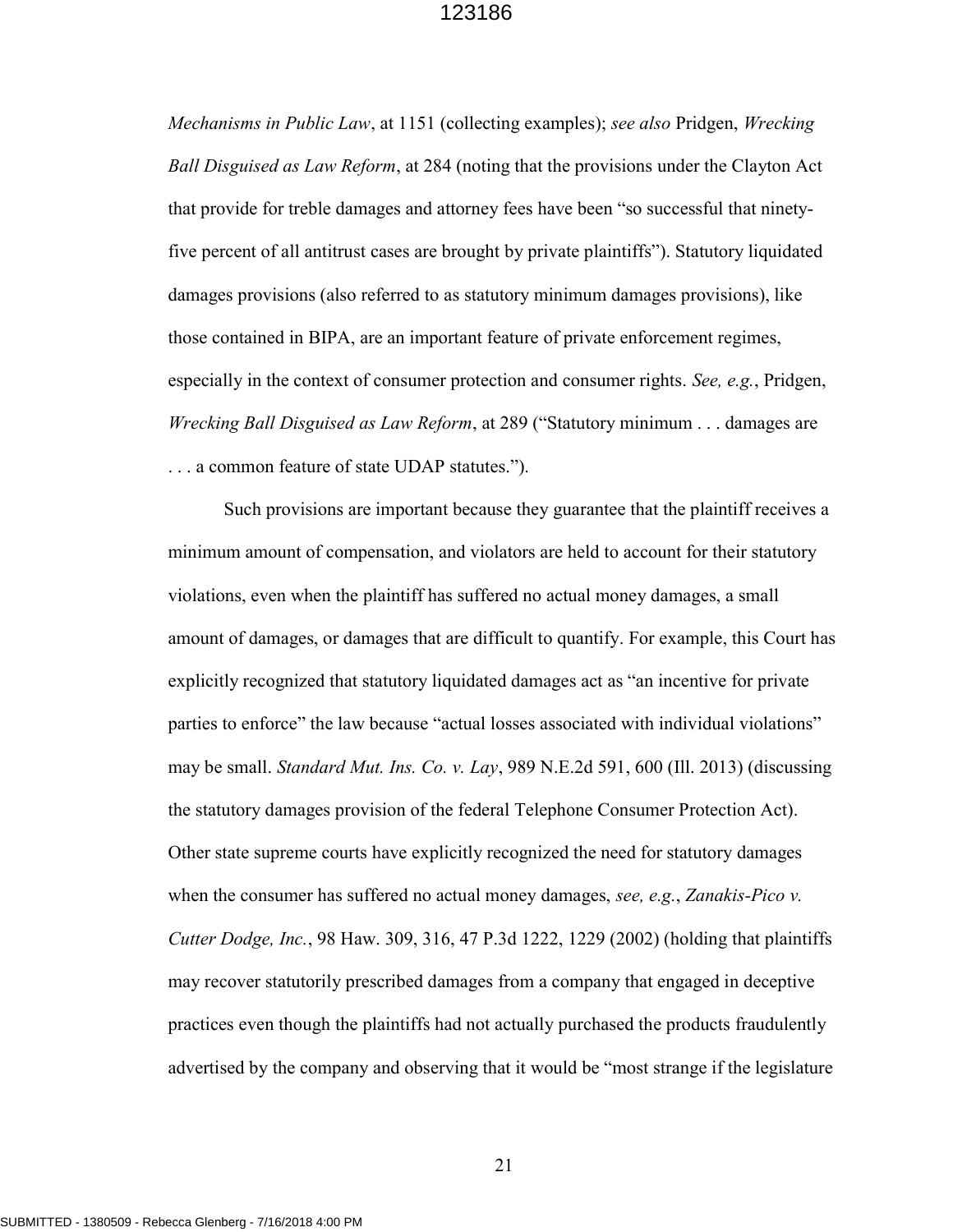*Mechanisms in Public Law*, at 1151 (collecting examples); *see also* Pridgen, *Wrecking Ball Disguised as Law Reform*, at 284 (noting that the provisions under the Clayton Act that provide for treble damages and attorney fees have been "so successful that ninety-five percent of all antitrust cases are brought by private plaintiffs"). Statutory liquidated damages provisions (also referred to as statutory minimum damages provisions), like those contained in BIPA, are an important feature of private enforcement regimes, especially in the context of consumer protection and consumer rights. *See, e.g.*, Pridgen, *Wrecking Ball Disguised as Law Reform*, at 289 ("Statutory minimum . . . damages are . . . a common feature of state UDAP statutes.").

Such provisions are important because they guarantee that the plaintiff receives a minimum amount of compensation, and violators are held to account for their statutory violations, even when the plaintiff has suffered no actual money damages, a small amount of damages, or damages that are difficult to quantify. For example, this Court has explicitly recognized that statutory liquidated damages act as "an incentive for private parties to enforce" the law because "actual losses associated with individual violations" may be small. *Standard Mut. Ins. Co. v. Lay*, 989 N.E.2d 591, 600 (Ill. 2013) (discussing the statutory damages provision of the federal Telephone Consumer Protection Act). Other state supreme courts have explicitly recognized the need for statutory damages when the consumer has suffered no actual money damages, *see, e.g.*, *Zanakis-Pico v. Cutter Dodge, Inc.*, 98 Haw. 309, 316, 47 P.3d 1222, 1229 (2002) (holding that plaintiffs may recover statutorily prescribed damages from a company that engaged in deceptive practices even though the plaintiffs had not actually purchased the products fraudulently advertised by the company and observing that it would be "most strange if the legislature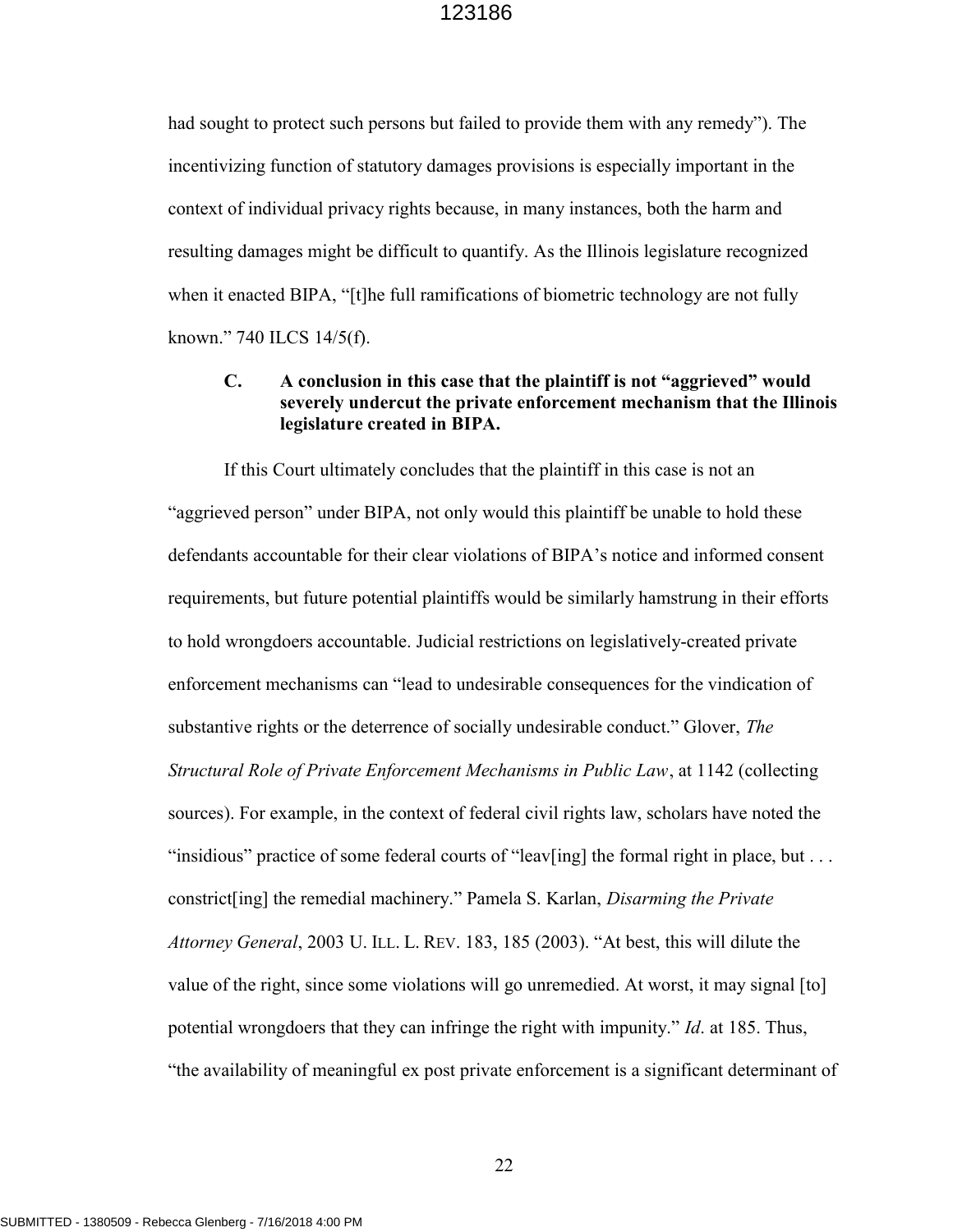had sought to protect such persons but failed to provide them with any remedy"). The incentivizing function of statutory damages provisions is especially important in the context of individual privacy rights because, in many instances, both the harm and resulting damages might be difficult to quantify. As the Illinois legislature recognized when it enacted BIPA, "[t]he full ramifications of biometric technology are not fully known." 740 ILCS 14/5(f).

### C. A conclusion in this case that the plaintiff is not "aggrieved" would severely undercut the private enforcement mechanism that the Illinois legislature created in BIPA.

If this Court ultimately concludes that the plaintiff in this case is not an "aggrieved person" under BIPA, not only would this plaintiff be unable to hold these defendants accountable for their clear violations of BIPA's notice and informed consent requirements, but future potential plaintiffs would be similarly hamstrung in their efforts to hold wrongdoers accountable. Judicial restrictions on legislatively-created private enforcement mechanisms can "lead to undesirable consequences for the vindication of substantive rights or the deterrence of socially undesirable conduct." Glover, *The Structural Role of Private Enforcement Mechanisms in Public Law*, at 1142 (collecting sources). For example, in the context of federal civil rights law, scholars have noted the "insidious" practice of some federal courts of "leav[ing] the formal right in place, but . . . constrict[ing] the remedial machinery." Pamela S. Karlan, *Disarming the Private Attorney General*, 2003 U. ILL. L. REV. 183, 185 (2003). "At best, this will dilute the value of the right, since some violations will go unremedied. At worst, it may signal [to] potential wrongdoers that they can infringe the right with impunity." *Id*. at 185. Thus, "the availability of meaningful ex post private enforcement is a significant determinant of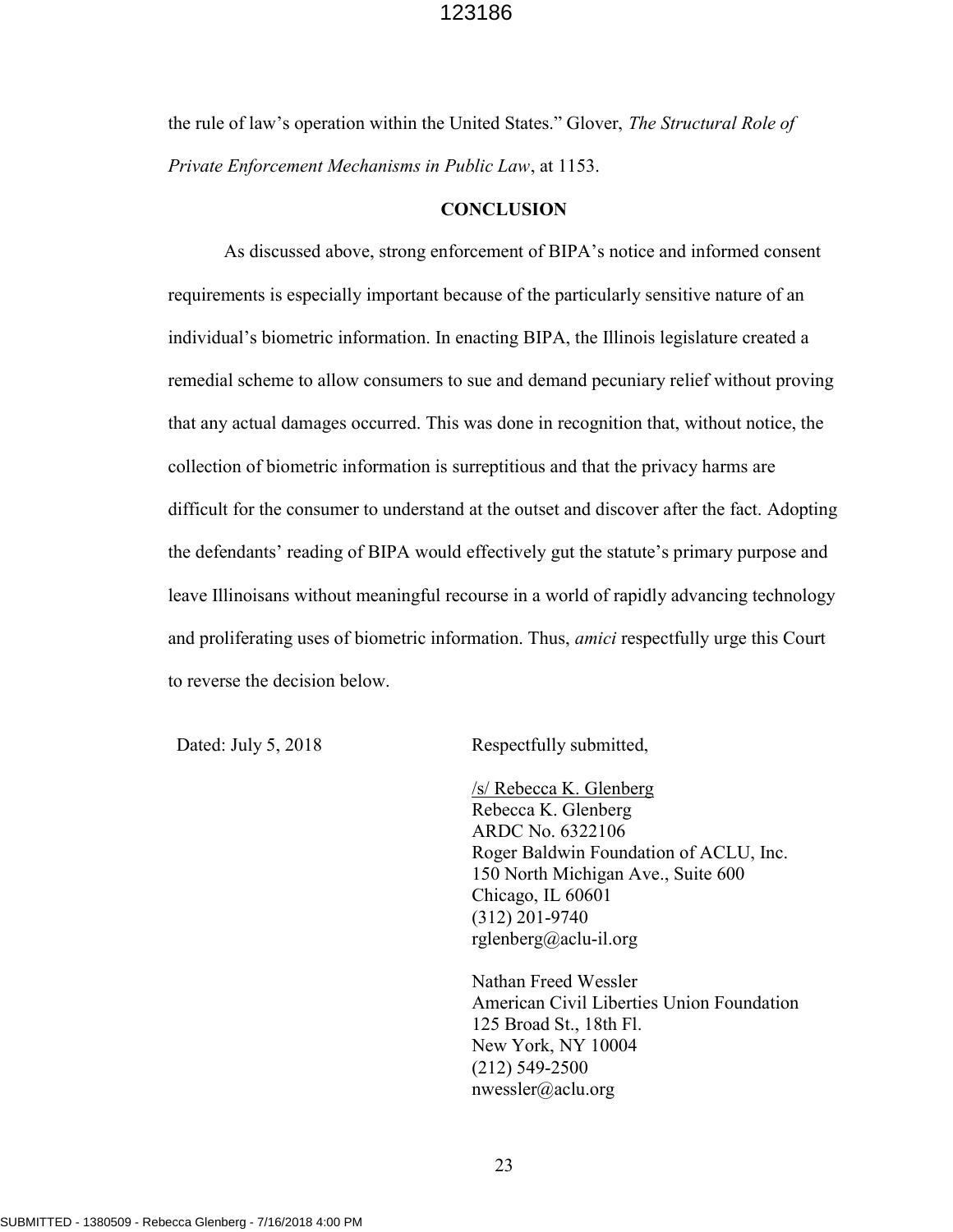the rule of law's operation within the United States." Glover, *The Structural Role of Private Enforcement Mechanisms in Public Law*, at 1153.

## CONCLUSION

As discussed above, strong enforcement of BIPA's notice and informed consent requirements is especially important because of the particularly sensitive nature of an individual's biometric information. In enacting BIPA, the Illinois legislature created a remedial scheme to allow consumers to sue and demand pecuniary relief without proving that any actual damages occurred. This was done in recognition that, without notice, the collection of biometric information is surreptitious and that the privacy harms are difficult for the consumer to understand at the outset and discover after the fact. Adopting the defendants' reading of BIPA would effectively gut the statute's primary purpose and leave Illinoisans without meaningful recourse in a world of rapidly advancing technology and proliferating uses of biometric information. Thus, *amici* respectfully urge this Court to reverse the decision below.

Dated: July 5, 2018

Respectfully submitted,

/s/ Rebecca K. Glenberg
Rebecca K. Glenberg
ARDC No. 6322106
Roger Baldwin Foundation of ACLU, Inc.
150 North Michigan Ave., Suite 600
Chicago, IL 60601
(312) 201-9740
rglenberg@aclu-il.org

Nathan Freed Wessler
American Civil Liberties Union Foundation
125 Broad St., 18th Fl.
New York, NY 10004
(212) 549-2500
nwessler@aclu.org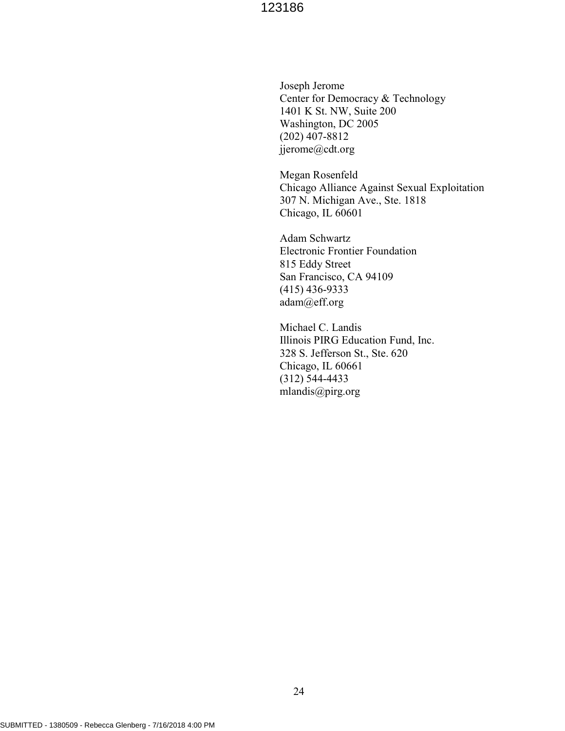Joseph Jerome
Center for Democracy & Technology
1401 K St. NW, Suite 200
Washington, DC 2005
(202) 407-8812
jjerome@cdt.org

Megan Rosenfeld
Chicago Alliance Against Sexual Exploitation
307 N. Michigan Ave., Ste. 1818
Chicago, IL 60601

Adam Schwartz
Electronic Frontier Foundation
815 Eddy Street
San Francisco, CA 94109
(415) 436-9333
adam@eff.org

Michael C. Landis
Illinois PIRG Education Fund, Inc.
328 S. Jefferson St., Ste. 620
Chicago, IL 60661
(312) 544-4433
mlandis@pirg.org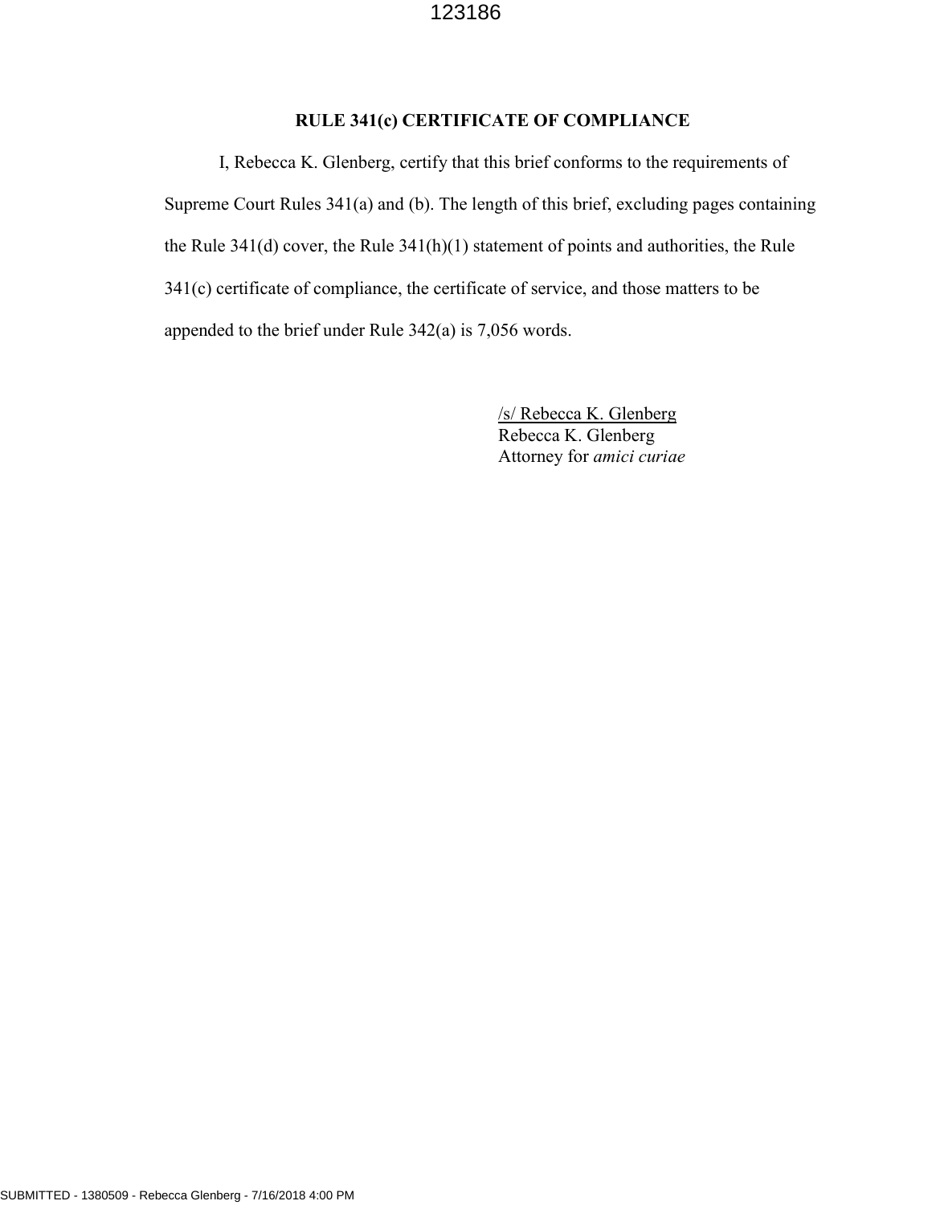## RULE 341(c) CERTIFICATE OF COMPLIANCE

I, Rebecca K. Glenberg, certify that this brief conforms to the requirements of Supreme Court Rules 341(a) and (b). The length of this brief, excluding pages containing the Rule 341(d) cover, the Rule 341(h)(1) statement of points and authorities, the Rule 341(c) certificate of compliance, the certificate of service, and those matters to be appended to the brief under Rule 342(a) is 7,056 words.

/s/ Rebecca K. Glenberg
Rebecca K. Glenberg
Attorney for *amici curiae*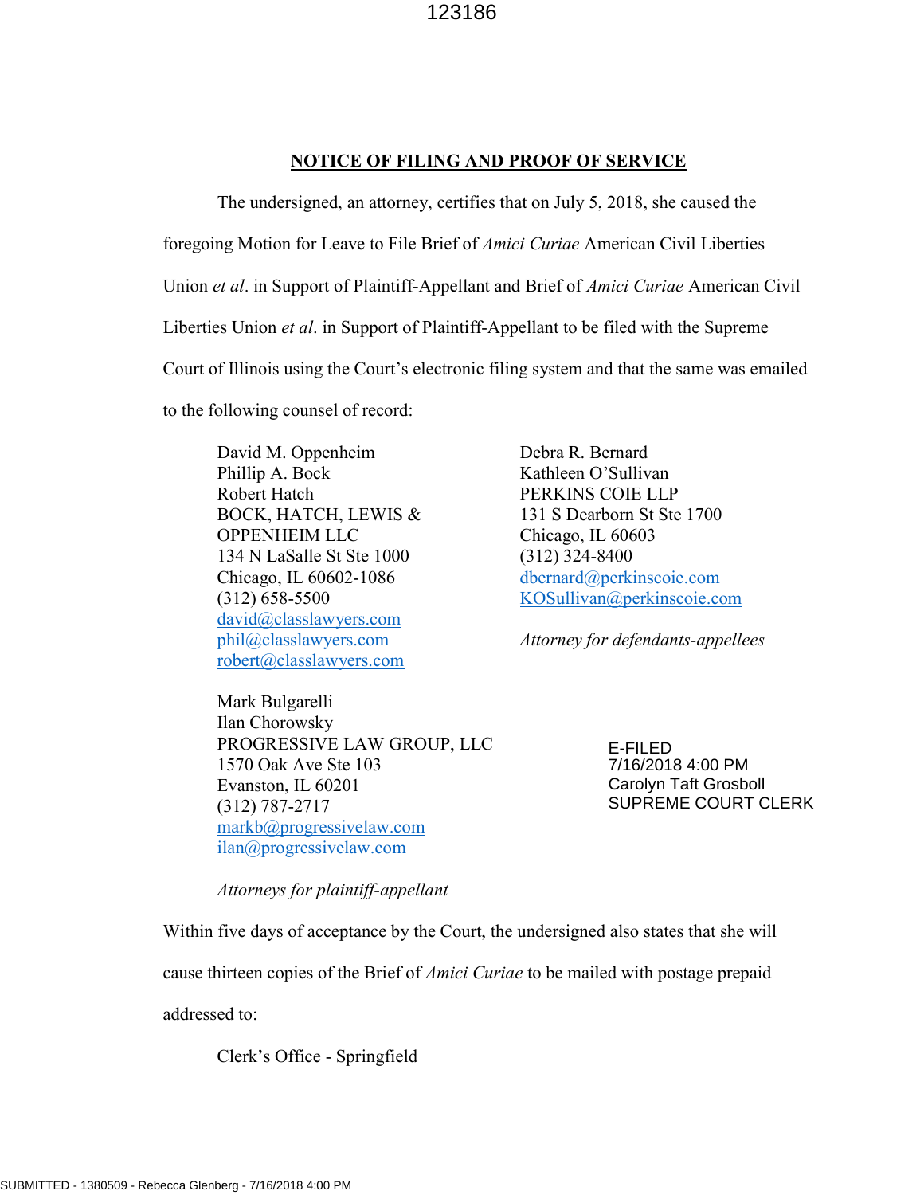## NOTICE OF FILING AND PROOF OF SERVICE

The undersigned, an attorney, certifies that on July 5, 2018, she caused the foregoing Motion for Leave to File Brief of *Amici Curiae* American Civil Liberties Union *et al*. in Support of Plaintiff-Appellant and Brief of *Amici Curiae* American Civil Liberties Union *et al*. in Support of Plaintiff-Appellant to be filed with the Supreme Court of Illinois using the Court's electronic filing system and that the same was emailed to the following counsel of record:

David M. Oppenheim
Phillip A. Bock
Robert Hatch
BOCK, HATCH, LEWIS & OPPENHEIM LLC
134 N LaSalle St Ste 1000
Chicago, IL 60602-1086
(312) 658-5500
david@classlawyers.com
phil@classlawyers.com
robert@classlawyers.com

Mark Bulgarelli
Ilan Chorowsky
PROGRESSIVE LAW GROUP, LLC
1570 Oak Ave Ste 103
Evanston, IL 60201
(312) 787-2717
markb@progressivelaw.com
ilan@progressivelaw.com

*Attorneys for plaintiff-appellant*

Debra R. Bernard
Kathleen O'Sullivan
PERKINS COIE LLP
131 S Dearborn St Ste 1700
Chicago, IL 60603
(312) 324-8400
dbernard@perkinscoie.com
KOSullivan@perkinscoie.com

*Attorney for defendants-appellees*

E-FILED
7/16/2018 4:00 PM
Carolyn Taft Grosboll
SUPREME COURT CLERK

Within five days of acceptance by the Court, the undersigned also states that she will cause thirteen copies of the Brief of *Amici Curiae* to be mailed with postage prepaid addressed to:

Clerk's Office - Springfield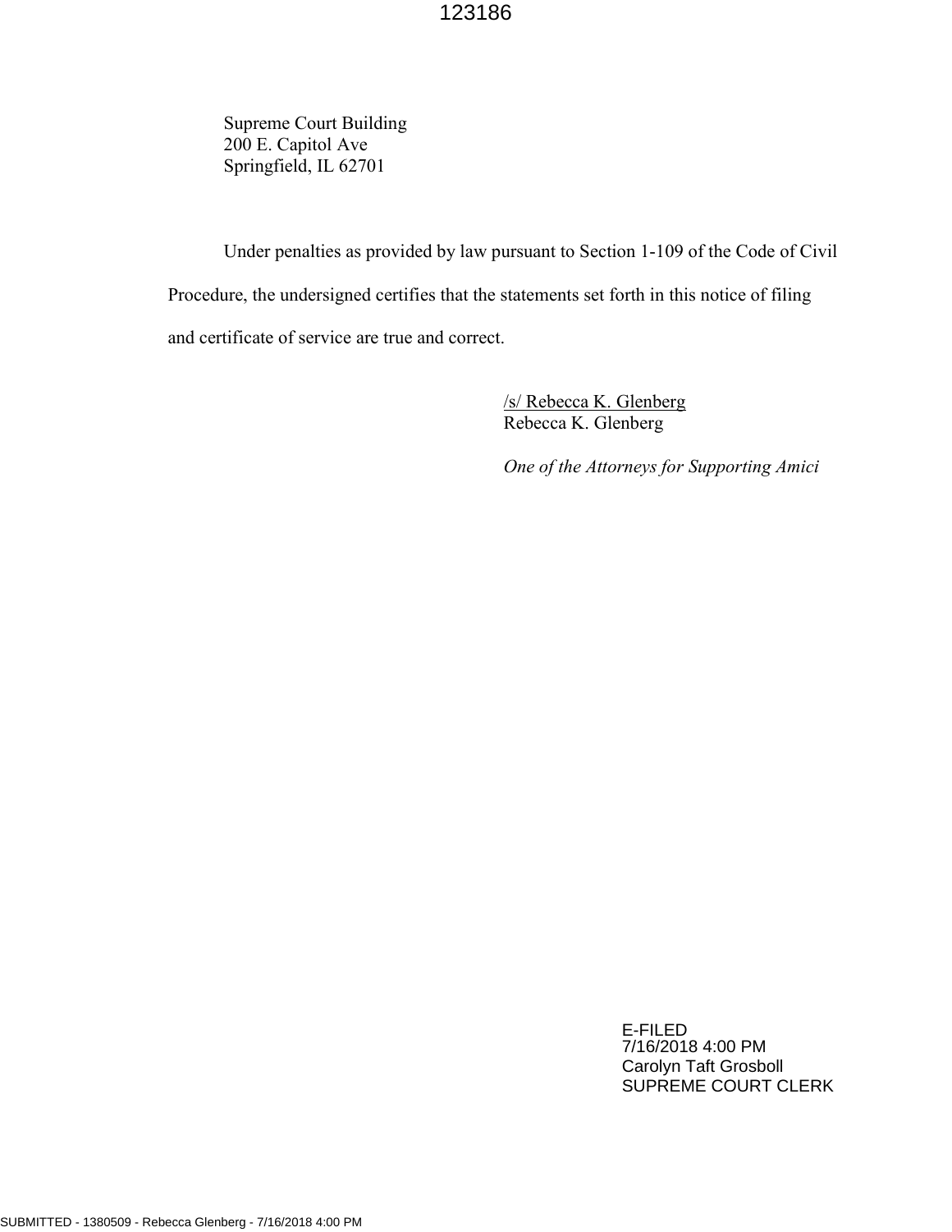Supreme Court Building
200 E. Capitol Ave
Springfield, IL 62701

Under penalties as provided by law pursuant to Section 1-109 of the Code of Civil Procedure, the undersigned certifies that the statements set forth in this notice of filing and certificate of service are true and correct.

/s/ Rebecca K. Glenberg
Rebecca K. Glenberg

*One of the Attorneys for Supporting Amici*

E-FILED
7/16/2018 4:00 PM
Carolyn Taft Grosboll
SUPREME COURT CLERK